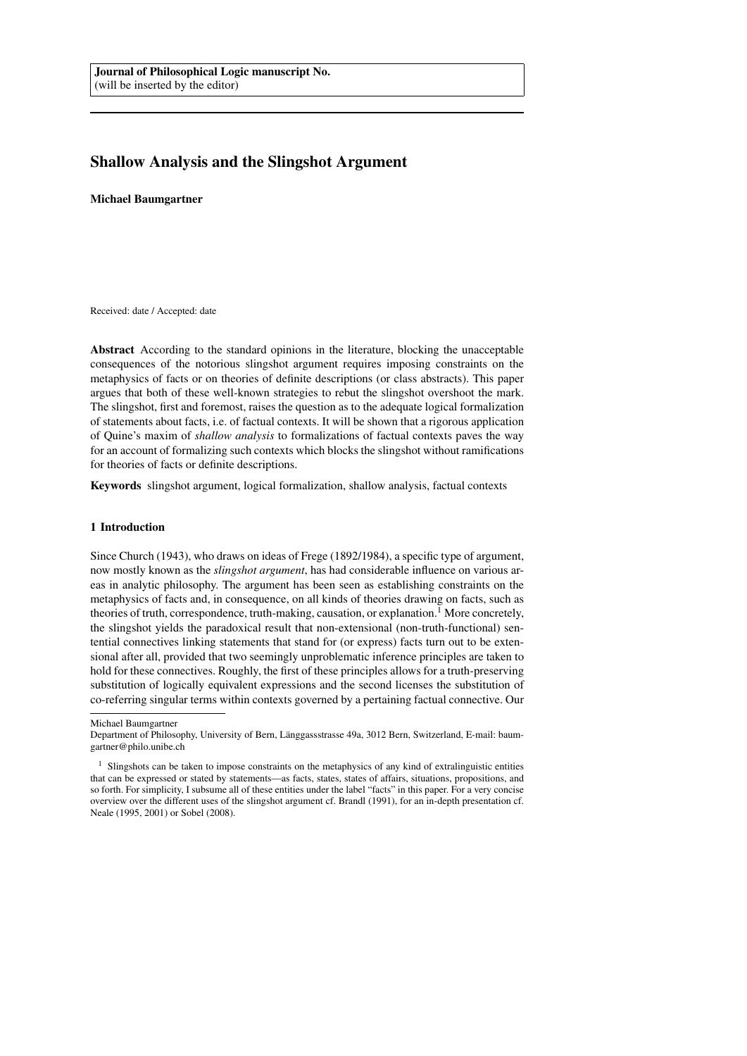**Journal of Philosophical Logic manuscript No.**
(will be inserted by the editor)

# Shallow Analysis and the Slingshot Argument

**Michael Baumgartner**

Received: date / Accepted: date

**Abstract** According to the standard opinions in the literature, blocking the unacceptable consequences of the notorious slingshot argument requires imposing constraints on the metaphysics of facts or on theories of definite descriptions (or class abstracts). This paper argues that both of these well-known strategies to rebut the slingshot overshoot the mark. The slingshot, first and foremost, raises the question as to the adequate logical formalization of statements about facts, i.e. of factual contexts. It will be shown that a rigorous application of Quine's maxim of *shallow analysis* to formalizations of factual contexts paves the way for an account of formalizing such contexts which blocks the slingshot without ramifications for theories of facts or definite descriptions.

**Keywords** slingshot argument, logical formalization, shallow analysis, factual contexts

## 1 Introduction

Since Church (1943), who draws on ideas of Frege (1892/1984), a specific type of argument, now mostly known as the *slingshot argument*, has had considerable influence on various areas in analytic philosophy. The argument has been seen as establishing constraints on the metaphysics of facts and, in consequence, on all kinds of theories drawing on facts, such as theories of truth, correspondence, truth-making, causation, or explanation.[1] More concretely, the slingshot yields the paradoxical result that non-extensional (non-truth-functional) sentential connectives linking statements that stand for (or express) facts turn out to be extensional after all, provided that two seemingly unproblematic inference principles are taken to hold for these connectives. Roughly, the first of these principles allows for a truth-preserving substitution of logically equivalent expressions and the second licenses the substitution of co-referring singular terms within contexts governed by a pertaining factual connective. Our

---

Michael Baumgartner
Department of Philosophy, University of Bern, Länggassstrasse 49a, 3012 Bern, Switzerland, E-mail: baumgartner@philo.unibe.ch

[1] Slingshots can be taken to impose constraints on the metaphysics of any kind of extralinguistic entities that can be expressed or stated by statements—as facts, states, states of affairs, situations, propositions, and so forth. For simplicity, I subsume all of these entities under the label "facts" in this paper. For a very concise overview over the different uses of the slingshot argument cf. Brandl (1991), for an in-depth presentation cf. Neale (1995, 2001) or Sobel (2008).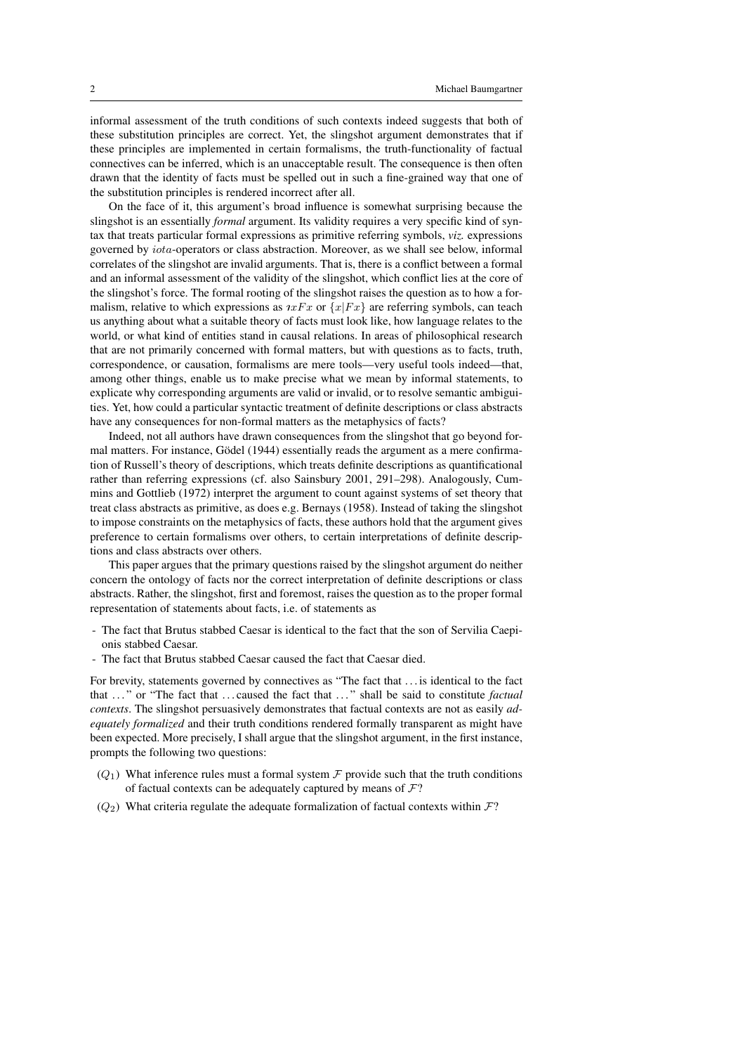informal assessment of the truth conditions of such contexts indeed suggests that both of these substitution principles are correct. Yet, the slingshot argument demonstrates that if these principles are implemented in certain formalisms, the truth-functionality of factual connectives can be inferred, which is an unacceptable result. The consequence is then often drawn that the identity of facts must be spelled out in such a fine-grained way that one of the substitution principles is rendered incorrect after all.

On the face of it, this argument's broad influence is somewhat surprising because the slingshot is an essentially *formal* argument. Its validity requires a very specific kind of syntax that treats particular formal expressions as primitive referring symbols, *viz.* expressions governed by $iota$-operators or class abstraction. Moreover, as we shall see below, informal correlates of the slingshot are invalid arguments. That is, there is a conflict between a formal and an informal assessment of the validity of the slingshot, which conflict lies at the core of the slingshot's force. The formal rooting of the slingshot raises the question as to how a formalism, relative to which expressions as $\imath xFx$ or $\{x|Fx\}$ are referring symbols, can teach us anything about what a suitable theory of facts must look like, how language relates to the world, or what kind of entities stand in causal relations. In areas of philosophical research that are not primarily concerned with formal matters, but with questions as to facts, truth, correspondence, or causation, formalisms are mere tools—very useful tools indeed—that, among other things, enable us to make precise what we mean by informal statements, to explicate why corresponding arguments are valid or invalid, or to resolve semantic ambiguities. Yet, how could a particular syntactic treatment of definite descriptions or class abstracts have any consequences for non-formal matters as the metaphysics of facts?

Indeed, not all authors have drawn consequences from the slingshot that go beyond formal matters. For instance, Gödel (1944) essentially reads the argument as a mere confirmation of Russell's theory of descriptions, which treats definite descriptions as quantificational rather than referring expressions (cf. also Sainsbury 2001, 291–298). Analogously, Cummins and Gottlieb (1972) interpret the argument to count against systems of set theory that treat class abstracts as primitive, as does e.g. Bernays (1958). Instead of taking the slingshot to impose constraints on the metaphysics of facts, these authors hold that the argument gives preference to certain formalisms over others, to certain interpretations of definite descriptions and class abstracts over others.

This paper argues that the primary questions raised by the slingshot argument do neither concern the ontology of facts nor the correct interpretation of definite descriptions or class abstracts. Rather, the slingshot, first and foremost, raises the question as to the proper formal representation of statements about facts, i.e. of statements as

- The fact that Brutus stabbed Caesar is identical to the fact that the son of Servilia Caepionis stabbed Caesar.
- The fact that Brutus stabbed Caesar caused the fact that Caesar died.

For brevity, statements governed by connectives as "The fact that ... is identical to the fact that ..." or "The fact that ... caused the fact that ..." shall be said to constitute *factual contexts*. The slingshot persuasively demonstrates that factual contexts are not as easily *adequately formalized* and their truth conditions rendered formally transparent as might have been expected. More precisely, I shall argue that the slingshot argument, in the first instance, prompts the following two questions:

($Q_1$) What inference rules must a formal system $\mathcal{F}$ provide such that the truth conditions of factual contexts can be adequately captured by means of $\mathcal{F}$?

($Q_2$) What criteria regulate the adequate formalization of factual contexts within $\mathcal{F}$?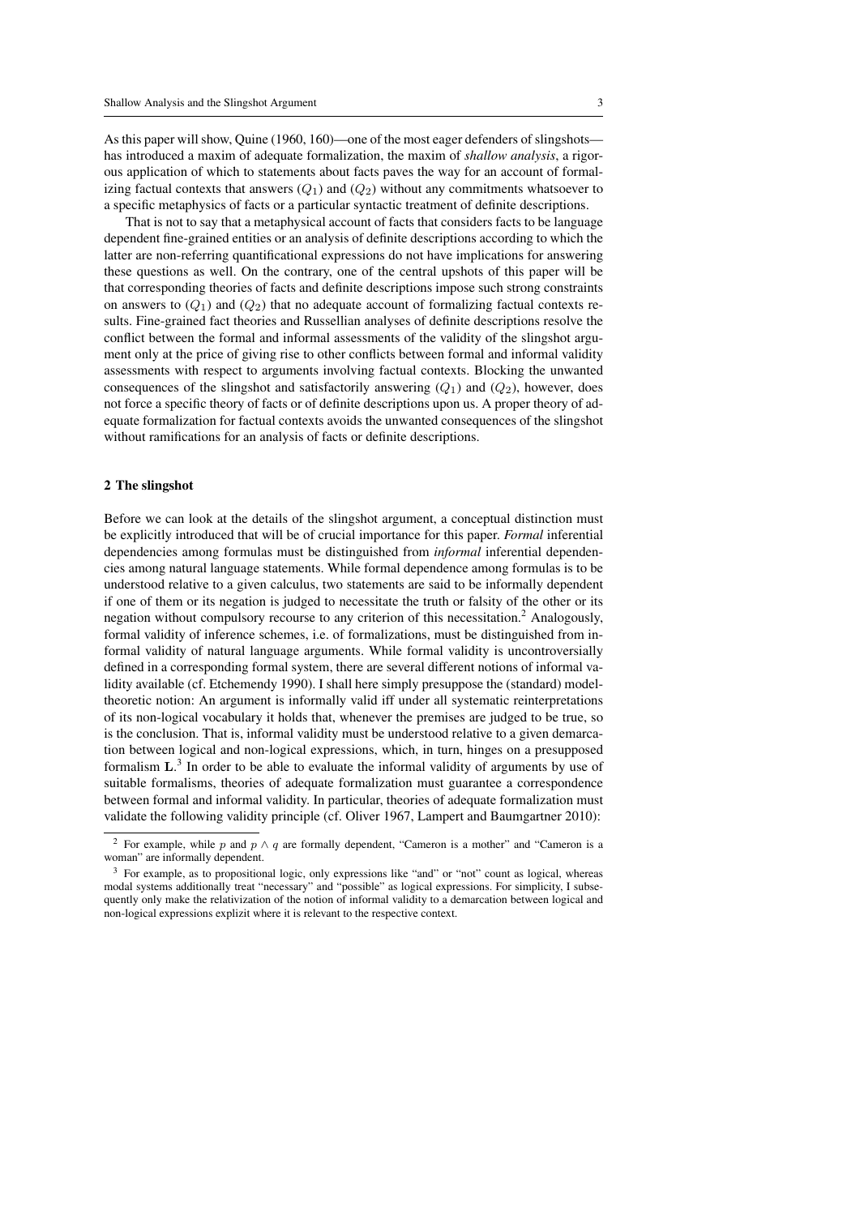As this paper will show, Quine (1960, 160)—one of the most eager defenders of slingshots—has introduced a maxim of adequate formalization, the maxim of *shallow analysis*, a rigorous application of which to statements about facts paves the way for an account of formalizing factual contexts that answers $(Q_1)$ and $(Q_2)$ without any commitments whatsoever to a specific metaphysics of facts or a particular syntactic treatment of definite descriptions.

That is not to say that a metaphysical account of facts that considers facts to be language dependent fine-grained entities or an analysis of definite descriptions according to which the latter are non-referring quantificational expressions do not have implications for answering these questions as well. On the contrary, one of the central upshots of this paper will be that corresponding theories of facts and definite descriptions impose such strong constraints on answers to $(Q_1)$ and $(Q_2)$ that no adequate account of formalizing factual contexts results. Fine-grained fact theories and Russellian analyses of definite descriptions resolve the conflict between the formal and informal assessments of the validity of the slingshot argument only at the price of giving rise to other conflicts between formal and informal validity assessments with respect to arguments involving factual contexts. Blocking the unwanted consequences of the slingshot and satisfactorily answering $(Q_1)$ and $(Q_2)$, however, does not force a specific theory of facts or of definite descriptions upon us. A proper theory of adequate formalization for factual contexts avoids the unwanted consequences of the slingshot without ramifications for an analysis of facts or definite descriptions.

## 2 The slingshot

Before we can look at the details of the slingshot argument, a conceptual distinction must be explicitly introduced that will be of crucial importance for this paper. *Formal* inferential dependencies among formulas must be distinguished from *informal* inferential dependencies among natural language statements. While formal dependence among formulas is to be understood relative to a given calculus, two statements are said to be informally dependent if one of them or its negation is judged to necessitate the truth or falsity of the other or its negation without compulsory recourse to any criterion of this necessitation.[2] Analogously, formal validity of inference schemes, i.e. of formalizations, must be distinguished from informal validity of natural language arguments. While formal validity is uncontroversially defined in a corresponding formal system, there are several different notions of informal validity available (cf. Etchemendy 1990). I shall here simply presuppose the (standard) model-theoretic notion: An argument is informally valid iff under all systematic reinterpretations of its non-logical vocabulary it holds that, whenever the premises are judged to be true, so is the conclusion. That is, informal validity must be understood relative to a given demarcation between logical and non-logical expressions, which, in turn, hinges on a presupposed formalism **L**.[3] In order to be able to evaluate the informal validity of arguments by use of suitable formalisms, theories of adequate formalization must guarantee a correspondence between formal and informal validity. In particular, theories of adequate formalization must validate the following validity principle (cf. Oliver 1967, Lampert and Baumgartner 2010):

[2] For example, while $p$ and $p \wedge q$ are formally dependent, "Cameron is a mother" and "Cameron is a woman" are informally dependent.

[3] For example, as to propositional logic, only expressions like "and" or "not" count as logical, whereas modal systems additionally treat "necessary" and "possible" as logical expressions. For simplicity, I subsequently only make the relativization of the notion of informal validity to a demarcation between logical and non-logical expressions explizit where it is relevant to the respective context.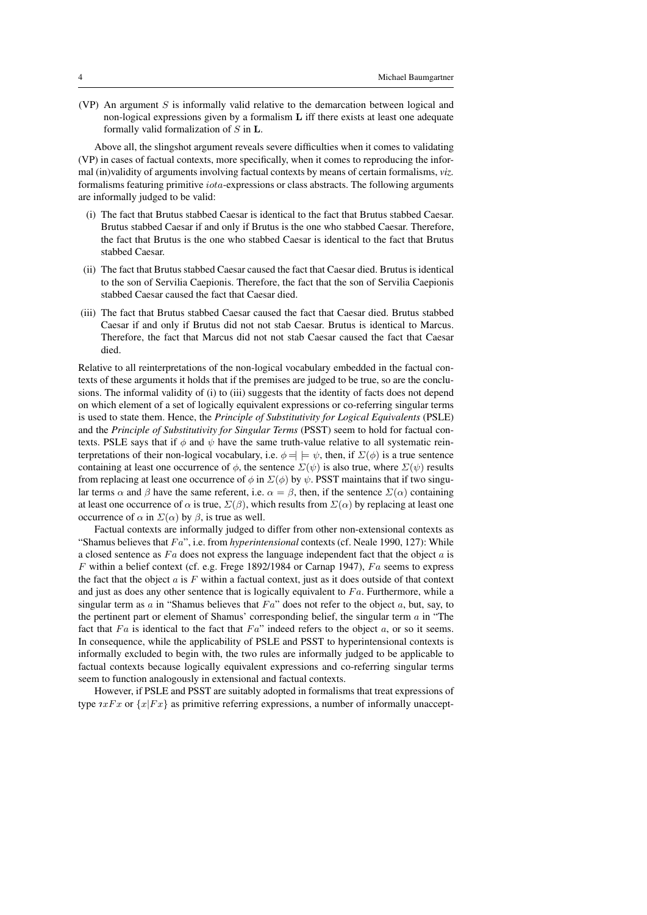(VP) An argument $S$ is informally valid relative to the demarcation between logical and non-logical expressions given by a formalism **L** iff there exists at least one adequate formally valid formalization of $S$ in **L**.

Above all, the slingshot argument reveals severe difficulties when it comes to validating (VP) in cases of factual contexts, more specifically, when it comes to reproducing the informal (in)validity of arguments involving factual contexts by means of certain formalisms, *viz.* formalisms featuring primitive $iota$-expressions or class abstracts. The following arguments are informally judged to be valid:

(i) The fact that Brutus stabbed Caesar is identical to the fact that Brutus stabbed Caesar. Brutus stabbed Caesar if and only if Brutus is the one who stabbed Caesar. Therefore, the fact that Brutus is the one who stabbed Caesar is identical to the fact that Brutus stabbed Caesar.

(ii) The fact that Brutus stabbed Caesar caused the fact that Caesar died. Brutus is identical to the son of Servilia Caepionis. Therefore, the fact that the son of Servilia Caepionis stabbed Caesar caused the fact that Caesar died.

(iii) The fact that Brutus stabbed Caesar caused the fact that Caesar died. Brutus stabbed Caesar if and only if Brutus did not not stab Caesar. Brutus is identical to Marcus. Therefore, the fact that Marcus did not not stab Caesar caused the fact that Caesar died.

Relative to all reinterpretations of the non-logical vocabulary embedded in the factual contexts of these arguments it holds that if the premises are judged to be true, so are the conclusions. The informal validity of (i) to (iii) suggests that the identity of facts does not depend on which element of a set of logically equivalent expressions or co-referring singular terms is used to state them. Hence, the *Principle of Substitutivity for Logical Equivalents* (PSLE) and the *Principle of Substitutivity for Singular Terms* (PSST) seem to hold for factual contexts. PSLE says that if $\phi$ and $\psi$ have the same truth-value relative to all systematic reinterpretations of their non-logical vocabulary, i.e. $\phi \dashv\models \psi$, then, if $\Sigma(\phi)$ is a true sentence containing at least one occurrence of $\phi$, the sentence $\Sigma(\psi)$ is also true, where $\Sigma(\psi)$ results from replacing at least one occurrence of $\phi$ in $\Sigma(\phi)$ by $\psi$. PSST maintains that if two singular terms $\alpha$ and $\beta$ have the same referent, i.e. $\alpha = \beta$, then, if the sentence $\Sigma(\alpha)$ containing at least one occurrence of $\alpha$ is true, $\Sigma(\beta)$, which results from $\Sigma(\alpha)$ by replacing at least one occurrence of $\alpha$ in $\Sigma(\alpha)$ by $\beta$, is true as well.

Factual contexts are informally judged to differ from other non-extensional contexts as "Shamus believes that $Fa$", i.e. from *hyperintensional* contexts (cf. Neale 1990, 127): While a closed sentence as $Fa$ does not express the language independent fact that the object $a$ is $F$ within a belief context (cf. e.g. Frege 1892/1984 or Carnap 1947), $Fa$ seems to express the fact that the object $a$ is $F$ within a factual context, just as it does outside of that context and just as does any other sentence that is logically equivalent to $Fa$. Furthermore, while a singular term as $a$ in "Shamus believes that $Fa$" does not refer to the object $a$, but, say, to the pertinent part or element of Shamus' corresponding belief, the singular term $a$ in "The fact that $Fa$ is identical to the fact that $Fa$" indeed refers to the object $a$, or so it seems. In consequence, while the applicability of PSLE and PSST to hyperintensional contexts is informally excluded to begin with, the two rules are informally judged to be applicable to factual contexts because logically equivalent expressions and co-referring singular terms seem to function analogously in extensional and factual contexts.

However, if PSLE and PSST are suitably adopted in formalisms that treat expressions of type $\imath xFx$ or $\{x|Fx\}$ as primitive referring expressions, a number of informally unaccept-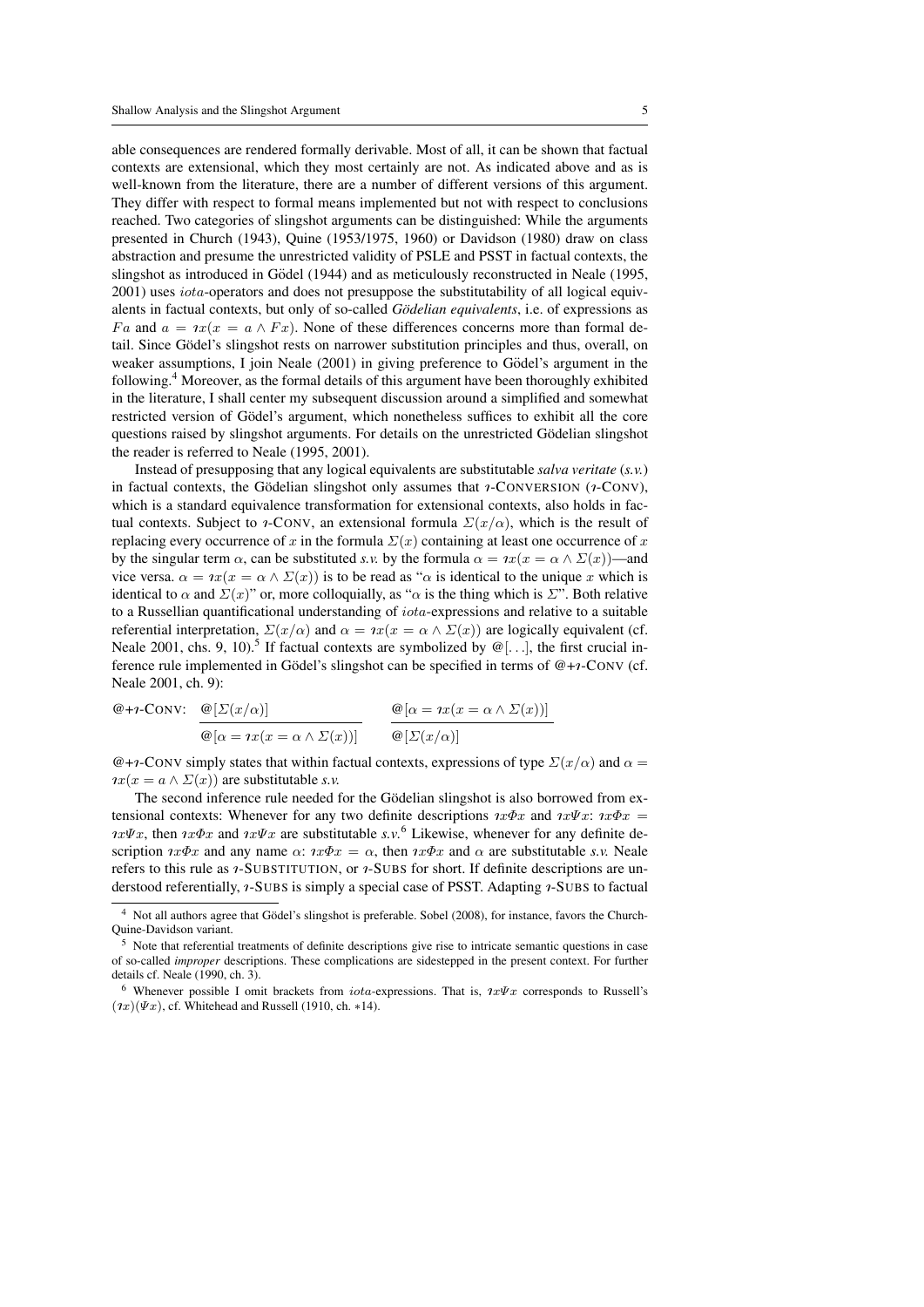able consequences are rendered formally derivable. Most of all, it can be shown that factual contexts are extensional, which they most certainly are not. As indicated above and as is well-known from the literature, there are a number of different versions of this argument. They differ with respect to formal means implemented but not with respect to conclusions reached. Two categories of slingshot arguments can be distinguished: While the arguments presented in Church (1943), Quine (1953/1975, 1960) or Davidson (1980) draw on class abstraction and presume the unrestricted validity of PSLE and PSST in factual contexts, the slingshot as introduced in Gödel (1944) and as meticulously reconstructed in Neale (1995, 2001) uses $iota$-operators and does not presuppose the substitutability of all logical equivalents in factual contexts, but only of so-called *Gödelian equivalents*, i.e. of expressions as $Fa$ and $a = \imath x(x = a \wedge Fx)$. None of these differences concerns more than formal detail. Since Gödel's slingshot rests on narrower substitution principles and thus, overall, on weaker assumptions, I join Neale (2001) in giving preference to Gödel's argument in the following.[4] Moreover, as the formal details of this argument have been thoroughly exhibited in the literature, I shall center my subsequent discussion around a simplified and somewhat restricted version of Gödel's argument, which nonetheless suffices to exhibit all the core questions raised by slingshot arguments. For details on the unrestricted Gödelian slingshot the reader is referred to Neale (1995, 2001).

Instead of presupposing that any logical equivalents are substitutable *salva veritate* (*s.v.*) in factual contexts, the Gödelian slingshot only assumes that $\imath$-CONVERSION ($\imath$-CONV), which is a standard equivalence transformation for extensional contexts, also holds in factual contexts. Subject to $\imath$-CONV, an extensional formula $\Sigma(x/\alpha)$, which is the result of replacing every occurrence of $x$ in the formula $\Sigma(x)$ containing at least one occurrence of $x$ by the singular term $\alpha$, can be substituted *s.v.* by the formula $\alpha = \imath x(x = \alpha \wedge \Sigma(x))$—and vice versa. $\alpha = \imath x(x = \alpha \wedge \Sigma(x))$ is to be read as "$\alpha$ is identical to the unique $x$ which is identical to $\alpha$ and $\Sigma(x)$" or, more colloquially, as "$\alpha$ is the thing which is $\Sigma$". Both relative to a Russellian quantificational understanding of $iota$-expressions and relative to a suitable referential interpretation, $\Sigma(x/\alpha)$ and $\alpha = \imath x(x = \alpha \wedge \Sigma(x))$ are logically equivalent (cf. Neale 2001, chs. 9, 10).[5] If factual contexts are symbolized by $@[\ldots]$, the first crucial inference rule implemented in Gödel's slingshot can be specified in terms of @+$\imath$-CONV (cf. Neale 2001, ch. 9):

$$@+\imath\text{-CONV:}\quad \frac{@[\Sigma(x/\alpha)]}{@[\alpha = \imath x(x = \alpha \wedge \Sigma(x))]} \qquad \frac{@[\alpha = \imath x(x = \alpha \wedge \Sigma(x))]}{@[\Sigma(x/\alpha)]}$$

@+$\imath$-CONV simply states that within factual contexts, expressions of type $\Sigma(x/\alpha)$ and $\alpha = \imath x(x = a \wedge \Sigma(x))$ are substitutable *s.v.*

The second inference rule needed for the Gödelian slingshot is also borrowed from extensional contexts: Whenever for any two definite descriptions $\imath x\Phi x$ and $\imath x\Psi x$: $\imath x\Phi x = \imath x\Psi x$, then $\imath x\Phi x$ and $\imath x\Psi x$ are substitutable *s.v.*[6] Likewise, whenever for any definite description $\imath x\Phi x$ and any name $\alpha$: $\imath x\Phi x = \alpha$, then $\imath x\Phi x$ and $\alpha$ are substitutable *s.v.* Neale refers to this rule as $\imath$-SUBSTITUTION, or $\imath$-SUBS for short. If definite descriptions are understood referentially, $\imath$-SUBS is simply a special case of PSST. Adapting $\imath$-SUBS to factual

---

[4] Not all authors agree that Gödel's slingshot is preferable. Sobel (2008), for instance, favors the Church-Quine-Davidson variant.

[5] Note that referential treatments of definite descriptions give rise to intricate semantic questions in case of so-called *improper* descriptions. These complications are sidestepped in the present context. For further details cf. Neale (1990, ch. 3).

[6] Whenever possible I omit brackets from $iota$-expressions. That is, $\imath x\Psi x$ corresponds to Russell's $(\imath x)(\Psi x)$, cf. Whitehead and Russell (1910, ch. ∗14).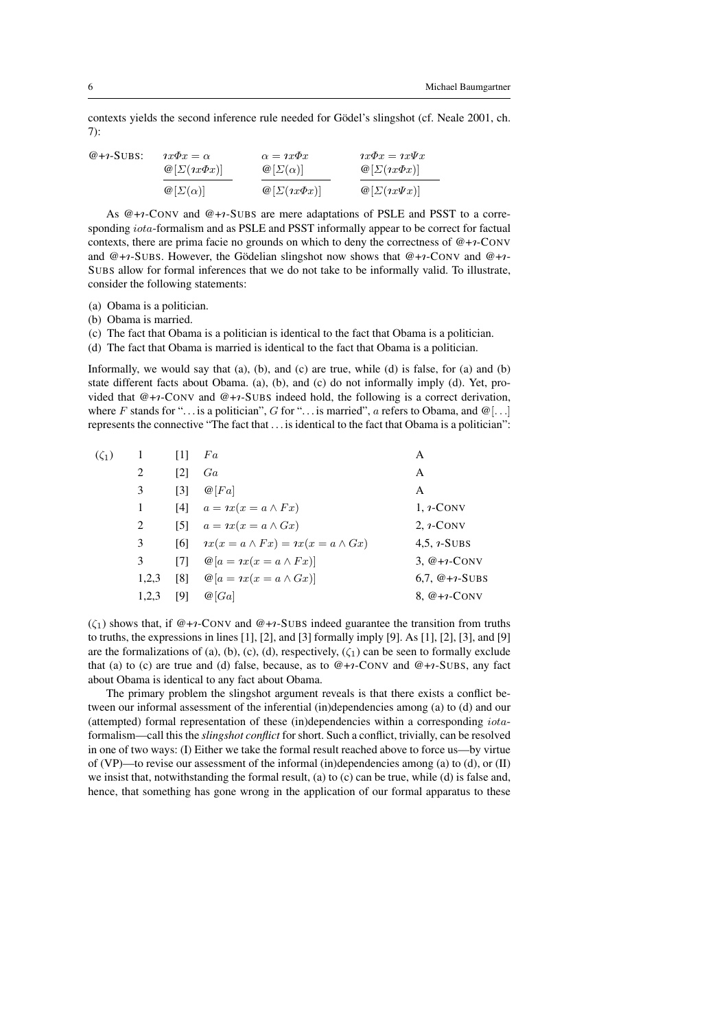contexts yields the second inference rule needed for Gödel's slingshot (cf. Neale 2001, ch. 7):

@+℩-SUBS:

$$\frac{\imath x \Phi x = \alpha \qquad @[\Sigma(\imath x \Phi x)]}{@[\Sigma(\alpha)]} \qquad \frac{\alpha = \imath x \Phi x \qquad @[\Sigma(\alpha)]}{@[\Sigma(\imath x \Phi x)]} \qquad \frac{\imath x \Phi x = \imath x \Psi x \qquad @[\Sigma(\imath x \Phi x)]}{@[\Sigma(\imath x \Psi x)]}$$

As @+℩-CONV and @+℩-SUBS are mere adaptations of PSLE and PSST to a corresponding *iota*-formalism and as PSLE and PSST informally appear to be correct for factual contexts, there are prima facie no grounds on which to deny the correctness of @+℩-CONV and @+℩-SUBS. However, the Gödelian slingshot now shows that @+℩-CONV and @+℩-SUBS allow for formal inferences that we do not take to be informally valid. To illustrate, consider the following statements:

(a) Obama is a politician.
(b) Obama is married.
(c) The fact that Obama is a politician is identical to the fact that Obama is a politician.
(d) The fact that Obama is married is identical to the fact that Obama is a politician.

Informally, we would say that (a), (b), and (c) are true, while (d) is false, for (a) and (b) state different facts about Obama. (a), (b), and (c) do not informally imply (d). Yet, provided that @+℩-CONV and @+℩-SUBS indeed hold, the following is a correct derivation, where $F$ stands for "...is a politician", $G$ for "...is married", $a$ refers to Obama, and $@[\ldots]$ represents the connective "The fact that ... is identical to the fact that Obama is a politician":

| $(\zeta_1)$ | | | | |
|---|---|---|---|---|
| | 1 | [1] | $Fa$ | A |
| | 2 | [2] | $Ga$ | A |
| | 3 | [3] | $@[Fa]$ | A |
| | 1 | [4] | $a = \imath x(x = a \wedge Fx)$ | 1, ℩-CONV |
| | 2 | [5] | $a = \imath x(x = a \wedge Gx)$ | 2, ℩-CONV |
| | 3 | [6] | $\imath x(x = a \wedge Fx) = \imath x(x = a \wedge Gx)$ | 4,5, ℩-SUBS |
| | 3 | [7] | $@[a = \imath x(x = a \wedge Fx)]$ | 3, @+℩-CONV |
| | 1,2,3 | [8] | $@[a = \imath x(x = a \wedge Gx)]$ | 6,7, @+℩-SUBS |
| | 1,2,3 | [9] | $@[Ga]$ | 8, @+℩-CONV |

$(\zeta_1)$ shows that, if @+℩-CONV and @+℩-SUBS indeed guarantee the transition from truths to truths, the expressions in lines [1], [2], and [3] formally imply [9]. As [1], [2], [3], and [9] are the formalizations of (a), (b), (c), (d), respectively, $(\zeta_1)$ can be seen to formally exclude that (a) to (c) are true and (d) false, because, as to @+℩-CONV and @+℩-SUBS, any fact about Obama is identical to any fact about Obama.

The primary problem the slingshot argument reveals is that there exists a conflict between our informal assessment of the inferential (in)dependencies among (a) to (d) and our (attempted) formal representation of these (in)dependencies within a corresponding *iota*-formalism—call this the *slingshot conflict* for short. Such a conflict, trivially, can be resolved in one of two ways: (I) Either we take the formal result reached above to force us—by virtue of (VP)—to revise our assessment of the informal (in)dependencies among (a) to (d), or (II) we insist that, notwithstanding the formal result, (a) to (c) can be true, while (d) is false and, hence, that something has gone wrong in the application of our formal apparatus to these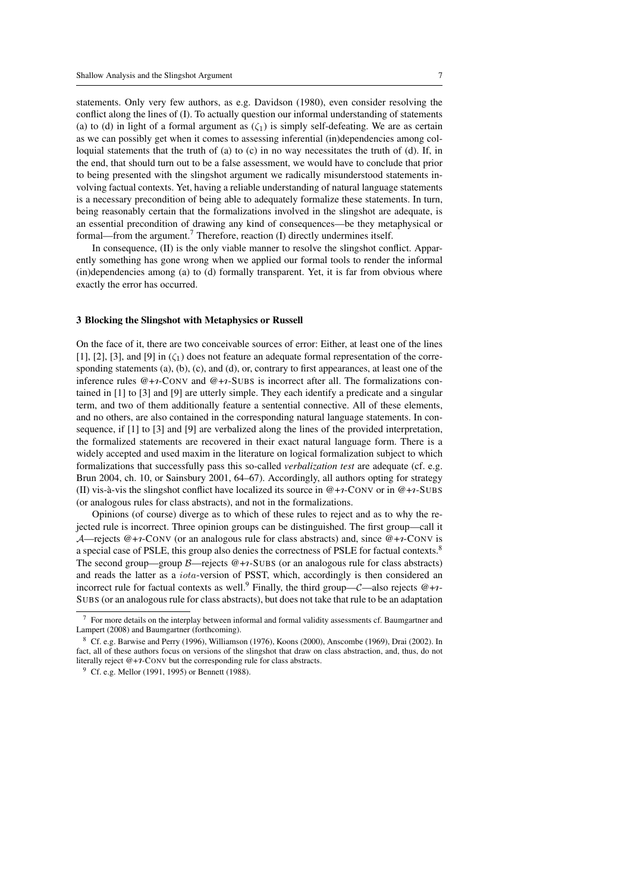statements. Only very few authors, as e.g. Davidson (1980), even consider resolving the conflict along the lines of (I). To actually question our informal understanding of statements (a) to (d) in light of a formal argument as $(\zeta_1)$ is simply self-defeating. We are as certain as we can possibly get when it comes to assessing inferential (in)dependencies among colloquial statements that the truth of (a) to (c) in no way necessitates the truth of (d). If, in the end, that should turn out to be a false assessment, we would have to conclude that prior to being presented with the slingshot argument we radically misunderstood statements involving factual contexts. Yet, having a reliable understanding of natural language statements is a necessary precondition of being able to adequately formalize these statements. In turn, being reasonably certain that the formalizations involved in the slingshot are adequate, is an essential precondition of drawing any kind of consequences—be they metaphysical or formal—from the argument.[7] Therefore, reaction (I) directly undermines itself.

In consequence, (II) is the only viable manner to resolve the slingshot conflict. Apparently something has gone wrong when we applied our formal tools to render the informal (in)dependencies among (a) to (d) formally transparent. Yet, it is far from obvious where exactly the error has occurred.

## 3 Blocking the Slingshot with Metaphysics or Russell

On the face of it, there are two conceivable sources of error: Either, at least one of the lines [1], [2], [3], and [9] in $(\zeta_1)$ does not feature an adequate formal representation of the corresponding statements (a), (b), (c), and (d), or, contrary to first appearances, at least one of the inference rules @+$\imath$-CONV and @+$\imath$-SUBS is incorrect after all. The formalizations contained in [1] to [3] and [9] are utterly simple. They each identify a predicate and a singular term, and two of them additionally feature a sentential connective. All of these elements, and no others, are also contained in the corresponding natural language statements. In consequence, if [1] to [3] and [9] are verbalized along the lines of the provided interpretation, the formalized statements are recovered in their exact natural language form. There is a widely accepted and used maxim in the literature on logical formalization subject to which formalizations that successfully pass this so-called *verbalization test* are adequate (cf. e.g. Brun 2004, ch. 10, or Sainsbury 2001, 64–67). Accordingly, all authors opting for strategy (II) vis-à-vis the slingshot conflict have localized its source in @+$\imath$-CONV or in @+$\imath$-SUBS (or analogous rules for class abstracts), and not in the formalizations.

Opinions (of course) diverge as to which of these rules to reject and as to why the rejected rule is incorrect. Three opinion groups can be distinguished. The first group—call it $\mathcal{A}$—rejects @+$\imath$-CONV (or an analogous rule for class abstracts) and, since @+$\imath$-CONV is a special case of PSLE, this group also denies the correctness of PSLE for factual contexts.[8] The second group—group $\mathcal{B}$—rejects @+$\imath$-SUBS (or an analogous rule for class abstracts) and reads the latter as a $iota$-version of PSST, which, accordingly is then considered an incorrect rule for factual contexts as well.[9] Finally, the third group—$\mathcal{C}$—also rejects @+$\imath$-SUBS (or an analogous rule for class abstracts), but does not take that rule to be an adaptation

[7] For more details on the interplay between informal and formal validity assessments cf. Baumgartner and Lampert (2008) and Baumgartner (forthcoming).

[8] Cf. e.g. Barwise and Perry (1996), Williamson (1976), Koons (2000), Anscombe (1969), Drai (2002). In fact, all of these authors focus on versions of the slingshot that draw on class abstraction, and, thus, do not literally reject @+$\imath$-CONV but the corresponding rule for class abstracts.

[9] Cf. e.g. Mellor (1991, 1995) or Bennett (1988).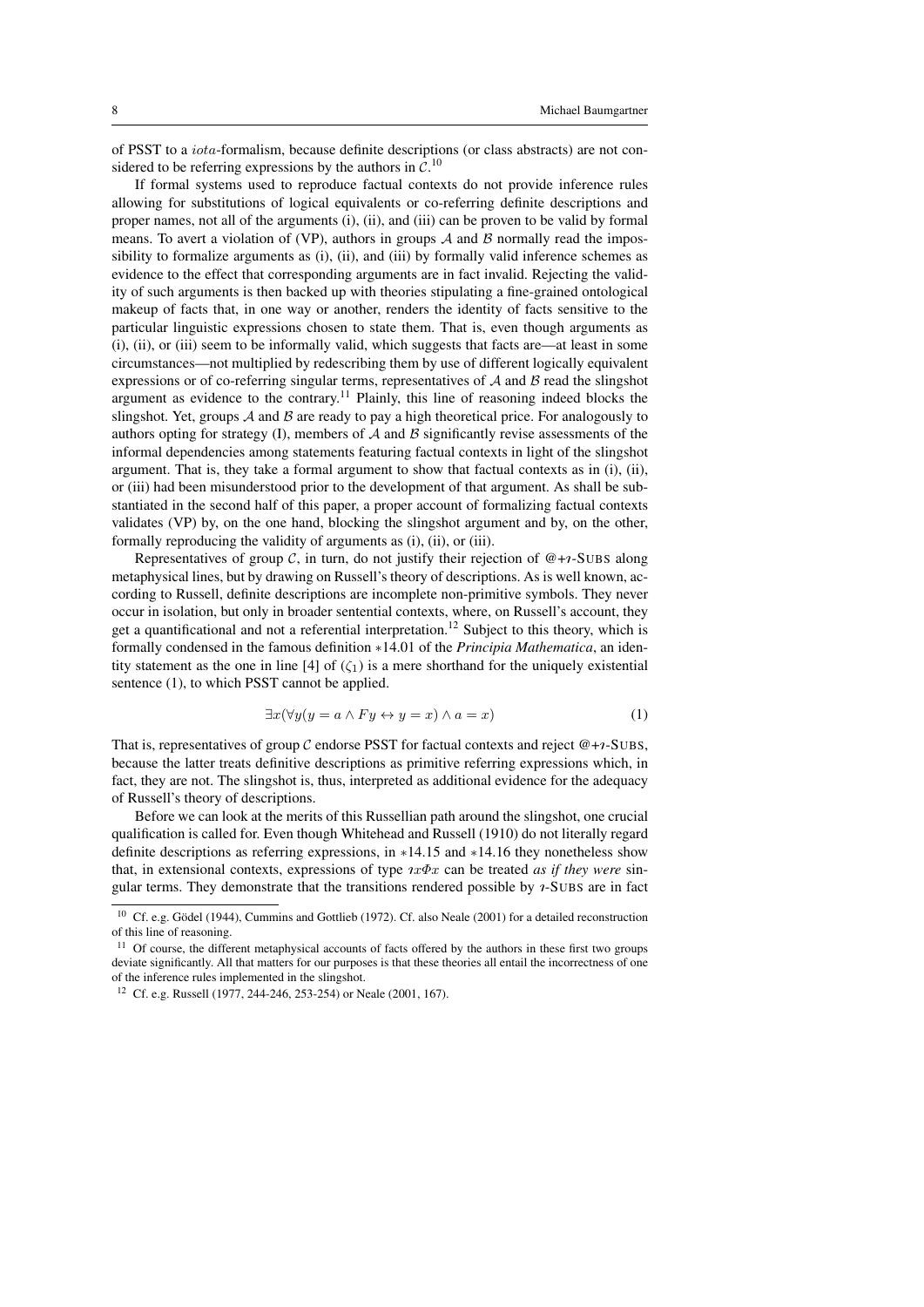of PSST to a $iota$-formalism, because definite descriptions (or class abstracts) are not considered to be referring expressions by the authors in $\mathcal{C}$.[10]

If formal systems used to reproduce factual contexts do not provide inference rules allowing for substitutions of logical equivalents or co-referring definite descriptions and proper names, not all of the arguments (i), (ii), and (iii) can be proven to be valid by formal means. To avert a violation of (VP), authors in groups $\mathcal{A}$ and $\mathcal{B}$ normally read the impossibility to formalize arguments as (i), (ii), and (iii) by formally valid inference schemes as evidence to the effect that corresponding arguments are in fact invalid. Rejecting the validity of such arguments is then backed up with theories stipulating a fine-grained ontological makeup of facts that, in one way or another, renders the identity of facts sensitive to the particular linguistic expressions chosen to state them. That is, even though arguments as (i), (ii), or (iii) seem to be informally valid, which suggests that facts are—at least in some circumstances—not multiplied by redescribing them by use of different logically equivalent expressions or of co-referring singular terms, representatives of $\mathcal{A}$ and $\mathcal{B}$ read the slingshot argument as evidence to the contrary.[11] Plainly, this line of reasoning indeed blocks the slingshot. Yet, groups $\mathcal{A}$ and $\mathcal{B}$ are ready to pay a high theoretical price. For analogously to authors opting for strategy (I), members of $\mathcal{A}$ and $\mathcal{B}$ significantly revise assessments of the informal dependencies among statements featuring factual contexts in light of the slingshot argument. That is, they take a formal argument to show that factual contexts as in (i), (ii), or (iii) had been misunderstood prior to the development of that argument. As shall be substantiated in the second half of this paper, a proper account of formalizing factual contexts validates (VP) by, on the one hand, blocking the slingshot argument and by, on the other, formally reproducing the validity of arguments as (i), (ii), or (iii).

Representatives of group $\mathcal{C}$, in turn, do not justify their rejection of @+$\imath$-SUBS along metaphysical lines, but by drawing on Russell's theory of descriptions. As is well known, according to Russell, definite descriptions are incomplete non-primitive symbols. They never occur in isolation, but only in broader sentential contexts, where, on Russell's account, they get a quantificational and not a referential interpretation.[12] Subject to this theory, which is formally condensed in the famous definition $*14.01$ of the *Principia Mathematica*, an identity statement as the one in line [4] of $(\zeta_1)$ is a mere shorthand for the uniquely existential sentence (1), to which PSST cannot be applied.

$$\exists x(\forall y(y = a \wedge Fy \leftrightarrow y = x) \wedge a = x) \tag{1}$$

That is, representatives of group $\mathcal{C}$ endorse PSST for factual contexts and reject @+$\imath$-SUBS, because the latter treats definitive descriptions as primitive referring expressions which, in fact, they are not. The slingshot is, thus, interpreted as additional evidence for the adequacy of Russell's theory of descriptions.

Before we can look at the merits of this Russellian path around the slingshot, one crucial qualification is called for. Even though Whitehead and Russell (1910) do not literally regard definite descriptions as referring expressions, in $*14.15$ and $*14.16$ they nonetheless show that, in extensional contexts, expressions of type $\imath x \Phi x$ can be treated *as if they were* singular terms. They demonstrate that the transitions rendered possible by $\imath$-SUBS are in fact

[10] Cf. e.g. Gödel (1944), Cummins and Gottlieb (1972). Cf. also Neale (2001) for a detailed reconstruction of this line of reasoning.

[11] Of course, the different metaphysical accounts of facts offered by the authors in these first two groups deviate significantly. All that matters for our purposes is that these theories all entail the incorrectness of one of the inference rules implemented in the slingshot.

[12] Cf. e.g. Russell (1977, 244-246, 253-254) or Neale (2001, 167).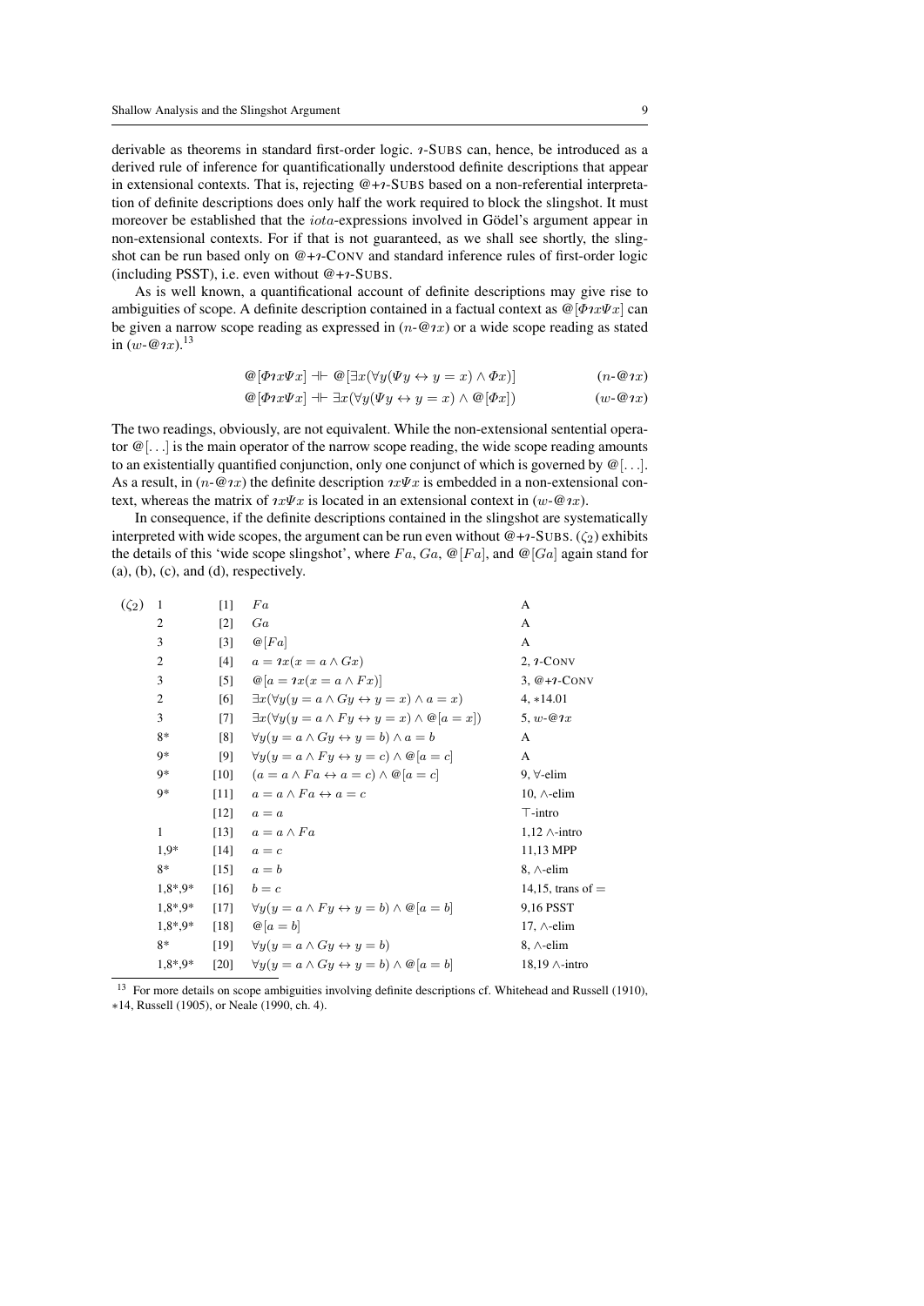derivable as theorems in standard first-order logic. $\imath$-SUBS can, hence, be introduced as a derived rule of inference for quantificationally understood definite descriptions that appear in extensional contexts. That is, rejecting @+$\imath$-SUBS based on a non-referential interpretation of definite descriptions does only half the work required to block the slingshot. It must moreover be established that the *iota*-expressions involved in Gödel's argument appear in non-extensional contexts. For if that is not guaranteed, as we shall see shortly, the slingshot can be run based only on @+$\imath$-CONV and standard inference rules of first-order logic (including PSST), i.e. even without @+$\imath$-SUBS.

As is well known, a quantificational account of definite descriptions may give rise to ambiguities of scope. A definite description contained in a factual context as $@[\Phi\imath x\Psi x]$ can be given a narrow scope reading as expressed in ($n$-$@\imath x$) or a wide scope reading as stated in ($w$-$@\imath x$).[13]

$$@[\Phi\imath x\Psi x] \dashv\vdash @[\exists x(\forall y(\Psi y \leftrightarrow y = x) \wedge \Phi x)] \qquad (n\text{-}@\imath x)$$

$$@[\Phi\imath x\Psi x] \dashv\vdash \exists x(\forall y(\Psi y \leftrightarrow y = x) \wedge @[\Phi x]) \qquad (w\text{-}@\imath x)$$

The two readings, obviously, are not equivalent. While the non-extensional sentential operator $@[\ldots]$ is the main operator of the narrow scope reading, the wide scope reading amounts to an existentially quantified conjunction, only one conjunct of which is governed by $@[\ldots]$. As a result, in ($n$-$@\imath x$) the definite description $\imath x\Psi x$ is embedded in a non-extensional context, whereas the matrix of $\imath x\Psi x$ is located in an extensional context in ($w$-$@\imath x$).

In consequence, if the definite descriptions contained in the slingshot are systematically interpreted with wide scopes, the argument can be run even without @+$\imath$-SUBS. ($\zeta_2$) exhibits the details of this 'wide scope slingshot', where $Fa$, $Ga$, $@[Fa]$, and $@[Ga]$ again stand for (a), (b), (c), and (d), respectively.

| ($\zeta_2$) | | | | |
|---|---|---|---|---|
| | 1 | [1] | $Fa$ | A |
| | 2 | [2] | $Ga$ | A |
| | 3 | [3] | $@[Fa]$ | A |
| | 2 | [4] | $a = \imath x(x = a \wedge Gx)$ | 2, $\imath$-CONV |
| | 3 | [5] | $@[a = \imath x(x = a \wedge Fx)]$ | 3, @+$\imath$-CONV |
| | 2 | [6] | $\exists x(\forall y(y = a \wedge Gy \leftrightarrow y = x) \wedge a = x)$ | 4, ∗14.01 |
| | 3 | [7] | $\exists x(\forall y(y = a \wedge Fy \leftrightarrow y = x) \wedge @[a = x])$ | 5, $w$-$@\imath x$ |
| | 8* | [8] | $\forall y(y = a \wedge Gy \leftrightarrow y = b) \wedge a = b$ | A |
| | 9* | [9] | $\forall y(y = a \wedge Fy \leftrightarrow y = c) \wedge @[a = c]$ | A |
| | 9* | [10] | $(a = a \wedge Fa \leftrightarrow a = c) \wedge @[a = c]$ | 9, ∀-elim |
| | 9* | [11] | $a = a \wedge Fa \leftrightarrow a = c$ | 10, ∧-elim |
| | | [12] | $a = a$ | ⊤-intro |
| | 1 | [13] | $a = a \wedge Fa$ | 1,12 ∧-intro |
| | 1,9* | [14] | $a = c$ | 11,13 MPP |
| | 8* | [15] | $a = b$ | 8, ∧-elim |
| | 1,8*,9* | [16] | $b = c$ | 14,15, trans of = |
| | 1,8*,9* | [17] | $\forall y(y = a \wedge Fy \leftrightarrow y = b) \wedge @[a = b]$ | 9,16 PSST |
| | 1,8*,9* | [18] | $@[a = b]$ | 17, ∧-elim |
| | 8* | [19] | $\forall y(y = a \wedge Gy \leftrightarrow y = b)$ | 8, ∧-elim |
| | 1,8*,9* | [20] | $\forall y(y = a \wedge Gy \leftrightarrow y = b) \wedge @[a = b]$ | 18,19 ∧-intro |

[13] For more details on scope ambiguities involving definite descriptions cf. Whitehead and Russell (1910), ∗14, Russell (1905), or Neale (1990, ch. 4).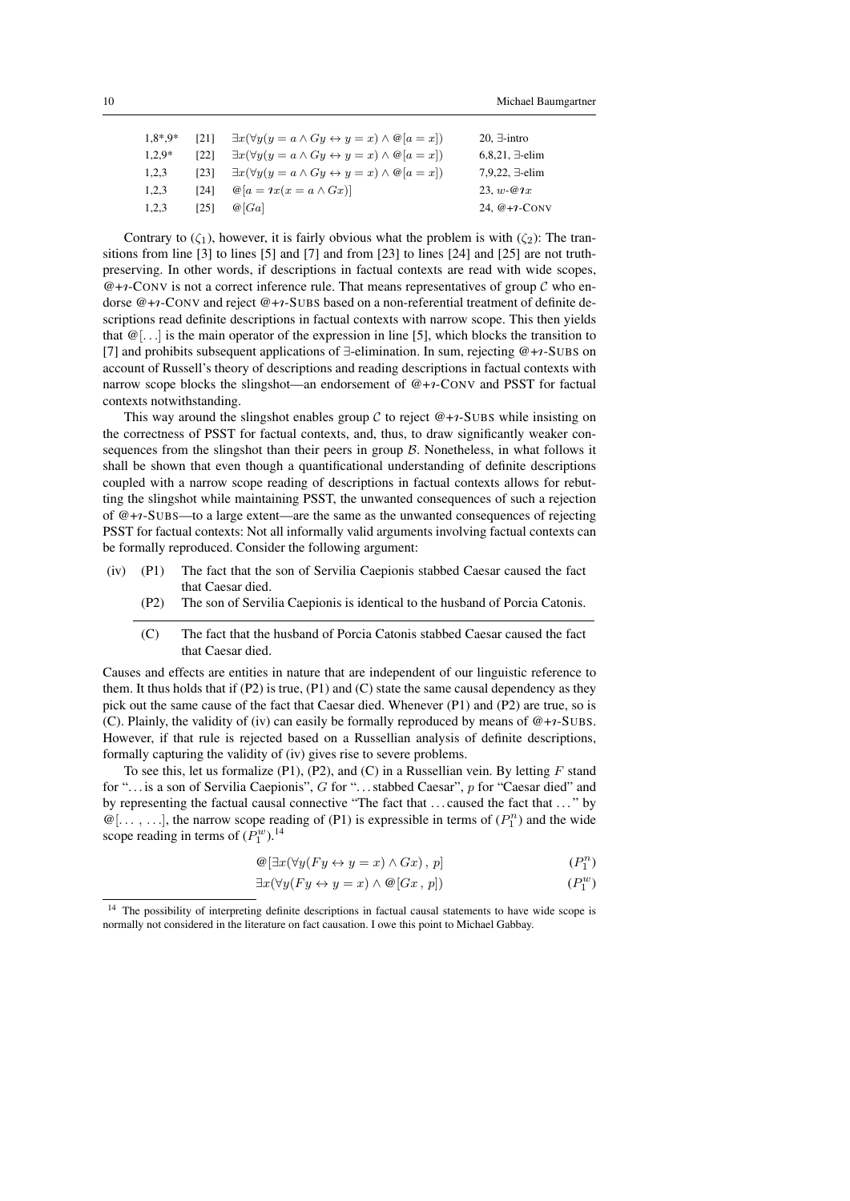| | | | |
|---|---|---|---|
| 1,8*,9* | [21] | $\exists x(\forall y(y = a \wedge Gy \leftrightarrow y = x) \wedge @[a = x])$ | 20, $\exists$-intro |
| 1,2,9* | [22] | $\exists x(\forall y(y = a \wedge Gy \leftrightarrow y = x) \wedge @[a = x])$ | 6,8,21, $\exists$-elim |
| 1,2,3 | [23] | $\exists x(\forall y(y = a \wedge Gy \leftrightarrow y = x) \wedge @[a = x])$ | 7,9,22, $\exists$-elim |
| 1,2,3 | [24] | $@[a = \imath x(x = a \wedge Gx)]$ | 23, $w$-$@\imath x$ |
| 1,2,3 | [25] | $@[Ga]$ | 24, $@$+$\imath$-CONV |

Contrary to $(\zeta_1)$, however, it is fairly obvious what the problem is with $(\zeta_2)$: The transitions from line [3] to lines [5] and [7] and from [23] to lines [24] and [25] are not truth-preserving. In other words, if descriptions in factual contexts are read with wide scopes, $@$+$\imath$-CONV is not a correct inference rule. That means representatives of group $\mathcal{C}$ who endorse $@$+$\imath$-CONV and reject $@$+$\imath$-SUBS based on a non-referential treatment of definite descriptions read definite descriptions in factual contexts with narrow scope. This then yields that $@[\ldots]$ is the main operator of the expression in line [5], which blocks the transition to [7] and prohibits subsequent applications of $\exists$-elimination. In sum, rejecting $@$+$\imath$-SUBS on account of Russell's theory of descriptions and reading descriptions in factual contexts with narrow scope blocks the slingshot—an endorsement of $@$+$\imath$-CONV and PSST for factual contexts notwithstanding.

This way around the slingshot enables group $\mathcal{C}$ to reject $@$+$\imath$-SUBS while insisting on the correctness of PSST for factual contexts, and, thus, to draw significantly weaker consequences from the slingshot than their peers in group $\mathcal{B}$. Nonetheless, in what follows it shall be shown that even though a quantificational understanding of definite descriptions coupled with a narrow scope reading of descriptions in factual contexts allows for rebutting the slingshot while maintaining PSST, the unwanted consequences of such a rejection of $@$+$\imath$-SUBS—to a large extent—are the same as the unwanted consequences of rejecting PSST for factual contexts: Not all informally valid arguments involving factual contexts can be formally reproduced. Consider the following argument:

(iv) (P1) The fact that the son of Servilia Caepionis stabbed Caesar caused the fact that Caesar died.

(P2) The son of Servilia Caepionis is identical to the husband of Porcia Catonis.

---

(C) The fact that the husband of Porcia Catonis stabbed Caesar caused the fact that Caesar died.

Causes and effects are entities in nature that are independent of our linguistic reference to them. It thus holds that if (P2) is true, (P1) and (C) state the same causal dependency as they pick out the same cause of the fact that Caesar died. Whenever (P1) and (P2) are true, so is (C). Plainly, the validity of (iv) can easily be formally reproduced by means of $@$+$\imath$-SUBS. However, if that rule is rejected based on a Russellian analysis of definite descriptions, formally capturing the validity of (iv) gives rise to severe problems.

To see this, let us formalize (P1), (P2), and (C) in a Russellian vein. By letting $F$ stand for "…is a son of Servilia Caepionis", $G$ for "…stabbed Caesar", $p$ for "Caesar died" and by representing the factual causal connective "The fact that …caused the fact that …" by $@[\ldots, \ldots]$, the narrow scope reading of (P1) is expressible in terms of $(P_1^n)$ and the wide scope reading in terms of $(P_1^w)$.[14]

$$@[\exists x(\forall y(Fy \leftrightarrow y = x) \wedge Gx)\,,\, p] \qquad (P_1^n)$$

$$\exists x(\forall y(Fy \leftrightarrow y = x) \wedge @[Gx\,,\, p]) \qquad (P_1^w)$$

[14] The possibility of interpreting definite descriptions in factual causal statements to have wide scope is normally not considered in the literature on fact causation. I owe this point to Michael Gabbay.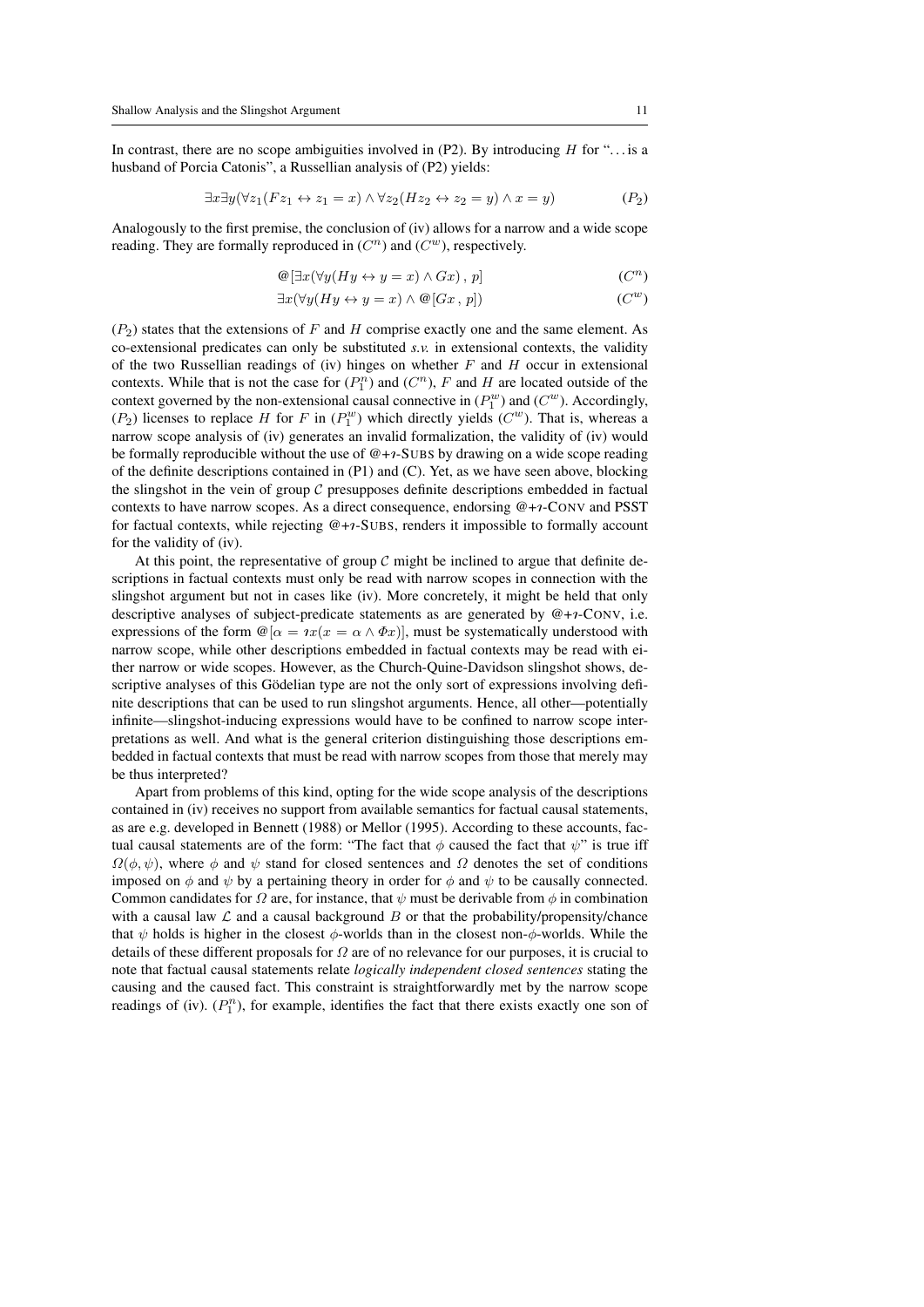In contrast, there are no scope ambiguities involved in (P2). By introducing $H$ for "…is a husband of Porcia Catonis", a Russellian analysis of (P2) yields:

$$\exists x \exists y (\forall z_1 (Fz_1 \leftrightarrow z_1 = x) \wedge \forall z_2 (Hz_2 \leftrightarrow z_2 = y) \wedge x = y) \qquad (P_2)$$

Analogously to the first premise, the conclusion of (iv) allows for a narrow and a wide scope reading. They are formally reproduced in $(C^n)$ and $(C^w)$, respectively.

$$@[\exists x (\forall y (Hy \leftrightarrow y = x) \wedge Gx) \,,\, p] \qquad (C^n)$$

$$\exists x (\forall y (Hy \leftrightarrow y = x) \wedge @[Gx \,,\, p]) \qquad (C^w)$$

$(P_2)$ states that the extensions of $F$ and $H$ comprise exactly one and the same element. As co-extensional predicates can only be substituted *s.v.* in extensional contexts, the validity of the two Russellian readings of (iv) hinges on whether $F$ and $H$ occur in extensional contexts. While that is not the case for $(P_1^n)$ and $(C^n)$, $F$ and $H$ are located outside of the context governed by the non-extensional causal connective in $(P_1^w)$ and $(C^w)$. Accordingly, $(P_2)$ licenses to replace $H$ for $F$ in $(P_1^w)$ which directly yields $(C^w)$. That is, whereas a narrow scope analysis of (iv) generates an invalid formalization, the validity of (iv) would be formally reproducible without the use of @+$\imath$-SUBS by drawing on a wide scope reading of the definite descriptions contained in (P1) and (C). Yet, as we have seen above, blocking the slingshot in the vein of group $\mathcal{C}$ presupposes definite descriptions embedded in factual contexts to have narrow scopes. As a direct consequence, endorsing @+$\imath$-CONV and PSST for factual contexts, while rejecting @+$\imath$-SUBS, renders it impossible to formally account for the validity of (iv).

At this point, the representative of group $\mathcal{C}$ might be inclined to argue that definite descriptions in factual contexts must only be read with narrow scopes in connection with the slingshot argument but not in cases like (iv). More concretely, it might be held that only descriptive analyses of subject-predicate statements as are generated by @+$\imath$-CONV, i.e. expressions of the form $@[\alpha = \imath x(x = \alpha \wedge \Phi x)]$, must be systematically understood with narrow scope, while other descriptions embedded in factual contexts may be read with either narrow or wide scopes. However, as the Church-Quine-Davidson slingshot shows, descriptive analyses of this Gödelian type are not the only sort of expressions involving definite descriptions that can be used to run slingshot arguments. Hence, all other—potentially infinite—slingshot-inducing expressions would have to be confined to narrow scope interpretations as well. And what is the general criterion distinguishing those descriptions embedded in factual contexts that must be read with narrow scopes from those that merely may be thus interpreted?

Apart from problems of this kind, opting for the wide scope analysis of the descriptions contained in (iv) receives no support from available semantics for factual causal statements, as are e.g. developed in Bennett (1988) or Mellor (1995). According to these accounts, factual causal statements are of the form: "The fact that $\phi$ caused the fact that $\psi$" is true iff $\Omega(\phi, \psi)$, where $\phi$ and $\psi$ stand for closed sentences and $\Omega$ denotes the set of conditions imposed on $\phi$ and $\psi$ by a pertaining theory in order for $\phi$ and $\psi$ to be causally connected. Common candidates for $\Omega$ are, for instance, that $\psi$ must be derivable from $\phi$ in combination with a causal law $\mathcal{L}$ and a causal background $B$ or that the probability/propensity/chance that $\psi$ holds is higher in the closest $\phi$-worlds than in the closest non-$\phi$-worlds. While the details of these different proposals for $\Omega$ are of no relevance for our purposes, it is crucial to note that factual causal statements relate *logically independent closed sentences* stating the causing and the caused fact. This constraint is straightforwardly met by the narrow scope readings of (iv). $(P_1^n)$, for example, identifies the fact that there exists exactly one son of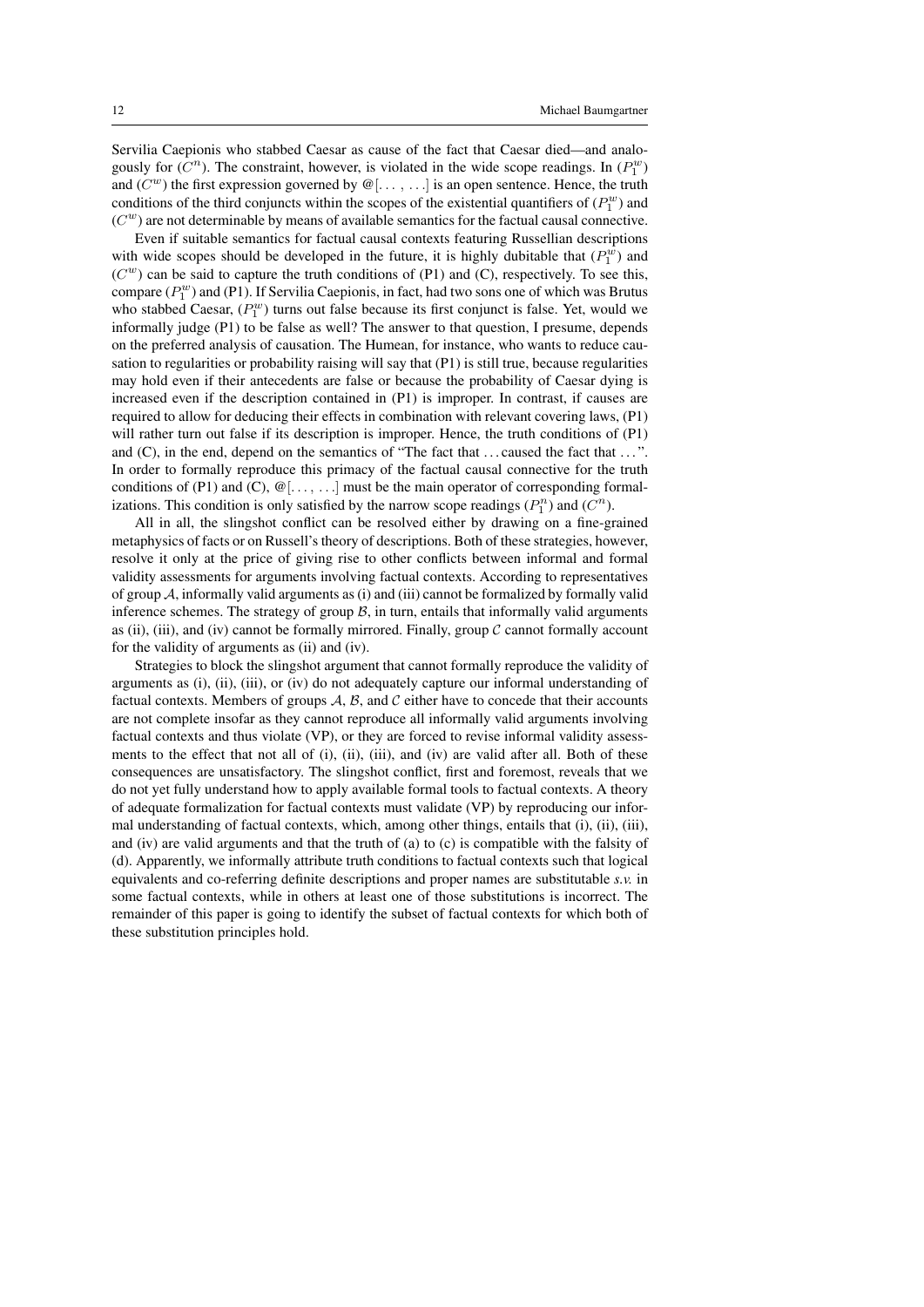Servilia Caepionis who stabbed Caesar as cause of the fact that Caesar died—and analogously for $(C^n)$. The constraint, however, is violated in the wide scope readings. In $(P_1^w)$ and $(C^w)$ the first expression governed by $@[\ldots, \ldots]$ is an open sentence. Hence, the truth conditions of the third conjuncts within the scopes of the existential quantifiers of $(P_1^w)$ and $(C^w)$ are not determinable by means of available semantics for the factual causal connective.

Even if suitable semantics for factual causal contexts featuring Russellian descriptions with wide scopes should be developed in the future, it is highly dubitable that $(P_1^w)$ and $(C^w)$ can be said to capture the truth conditions of (P1) and (C), respectively. To see this, compare $(P_1^w)$ and (P1). If Servilia Caepionis, in fact, had two sons one of which was Brutus who stabbed Caesar, $(P_1^w)$ turns out false because its first conjunct is false. Yet, would we informally judge (P1) to be false as well? The answer to that question, I presume, depends on the preferred analysis of causation. The Humean, for instance, who wants to reduce causation to regularities or probability raising will say that (P1) is still true, because regularities may hold even if their antecedents are false or because the probability of Caesar dying is increased even if the description contained in (P1) is improper. In contrast, if causes are required to allow for deducing their effects in combination with relevant covering laws, (P1) will rather turn out false if its description is improper. Hence, the truth conditions of (P1) and (C), in the end, depend on the semantics of "The fact that ... caused the fact that ...". In order to formally reproduce this primacy of the factual causal connective for the truth conditions of (P1) and (C), $@[\ldots, \ldots]$ must be the main operator of corresponding formalizations. This condition is only satisfied by the narrow scope readings $(P_1^n)$ and $(C^n)$.

All in all, the slingshot conflict can be resolved either by drawing on a fine-grained metaphysics of facts or on Russell's theory of descriptions. Both of these strategies, however, resolve it only at the price of giving rise to other conflicts between informal and formal validity assessments for arguments involving factual contexts. According to representatives of group $\mathcal{A}$, informally valid arguments as (i) and (iii) cannot be formalized by formally valid inference schemes. The strategy of group $\mathcal{B}$, in turn, entails that informally valid arguments as (ii), (iii), and (iv) cannot be formally mirrored. Finally, group $\mathcal{C}$ cannot formally account for the validity of arguments as (ii) and (iv).

Strategies to block the slingshot argument that cannot formally reproduce the validity of arguments as (i), (ii), (iii), or (iv) do not adequately capture our informal understanding of factual contexts. Members of groups $\mathcal{A}$, $\mathcal{B}$, and $\mathcal{C}$ either have to concede that their accounts are not complete insofar as they cannot reproduce all informally valid arguments involving factual contexts and thus violate (VP), or they are forced to revise informal validity assessments to the effect that not all of (i), (ii), (iii), and (iv) are valid after all. Both of these consequences are unsatisfactory. The slingshot conflict, first and foremost, reveals that we do not yet fully understand how to apply available formal tools to factual contexts. A theory of adequate formalization for factual contexts must validate (VP) by reproducing our informal understanding of factual contexts, which, among other things, entails that (i), (ii), (iii), and (iv) are valid arguments and that the truth of (a) to (c) is compatible with the falsity of (d). Apparently, we informally attribute truth conditions to factual contexts such that logical equivalents and co-referring definite descriptions and proper names are substitutable *s.v.* in some factual contexts, while in others at least one of those substitutions is incorrect. The remainder of this paper is going to identify the subset of factual contexts for which both of these substitution principles hold.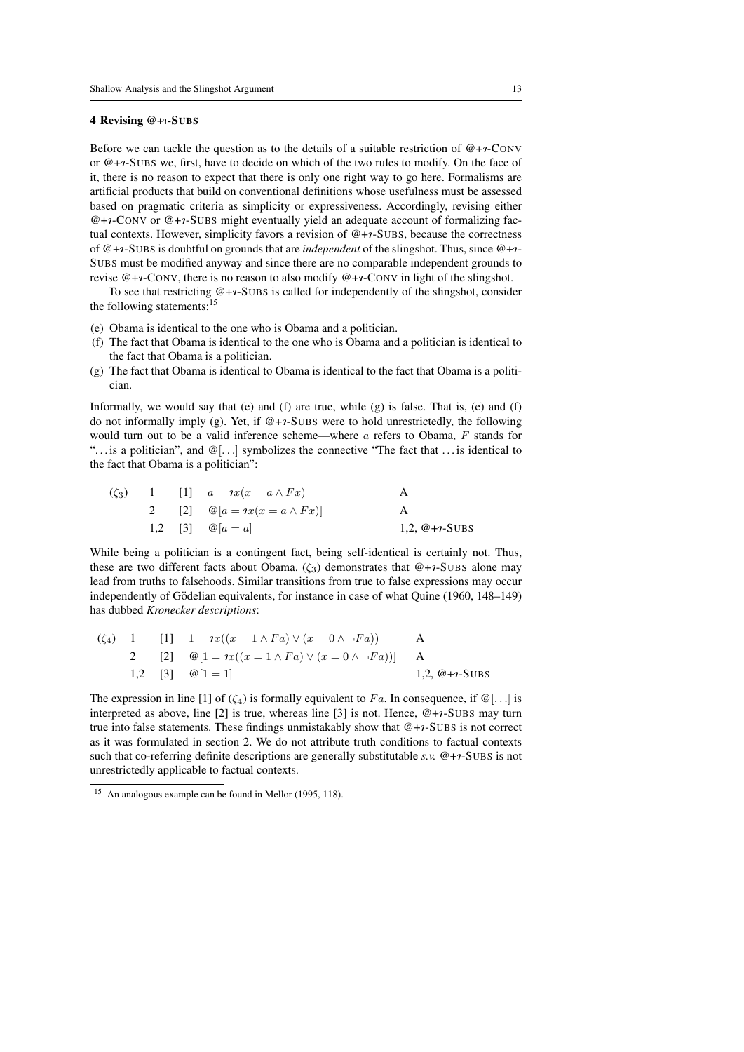## 4 Revising @+ι-SUBS

Before we can tackle the question as to the details of a suitable restriction of @+ι-CONV or @+ι-SUBS we, first, have to decide on which of the two rules to modify. On the face of it, there is no reason to expect that there is only one right way to go here. Formalisms are artificial products that build on conventional definitions whose usefulness must be assessed based on pragmatic criteria as simplicity or expressiveness. Accordingly, revising either @+ι-CONV or @+ι-SUBS might eventually yield an adequate account of formalizing factual contexts. However, simplicity favors a revision of @+ι-SUBS, because the correctness of @+ι-SUBS is doubtful on grounds that are *independent* of the slingshot. Thus, since @+ι-SUBS must be modified anyway and since there are no comparable independent grounds to revise @+ι-CONV, there is no reason to also modify @+ι-CONV in light of the slingshot.

To see that restricting @+ι-SUBS is called for independently of the slingshot, consider the following statements:[15]

(e) Obama is identical to the one who is Obama and a politician.
(f) The fact that Obama is identical to the one who is Obama and a politician is identical to the fact that Obama is a politician.
(g) The fact that Obama is identical to Obama is identical to the fact that Obama is a politician.

Informally, we would say that (e) and (f) are true, while (g) is false. That is, (e) and (f) do not informally imply (g). Yet, if @+ι-SUBS were to hold unrestrictedly, the following would turn out to be a valid inference scheme—where $a$ refers to Obama, $F$ stands for "…is a politician", and @[…] symbolizes the connective "The fact that …is identical to the fact that Obama is a politician":

| $(\zeta_3)$ | 1 | [1] | $a = \imath x(x = a \wedge Fx)$ | A |
|---|---|---|---|---|
| | 2 | [2] | $@[a = \imath x(x = a \wedge Fx)]$ | A |
| | 1,2 | [3] | $@[a = a]$ | 1,2, @+ι-SUBS |

While being a politician is a contingent fact, being self-identical is certainly not. Thus, these are two different facts about Obama. $(\zeta_3)$ demonstrates that @+ι-SUBS alone may lead from truths to falsehoods. Similar transitions from true to false expressions may occur independently of Gödelian equivalents, for instance in case of what Quine (1960, 148–149) has dubbed *Kronecker descriptions*:

| $(\zeta_4)$ | 1 | [1] | $1 = \imath x((x = 1 \wedge Fa) \vee (x = 0 \wedge \neg Fa))$ | A |
|---|---|---|---|---|
| | 2 | [2] | $@[1 = \imath x((x = 1 \wedge Fa) \vee (x = 0 \wedge \neg Fa))]$ | A |
| | 1,2 | [3] | $@[1 = 1]$ | 1,2, @+ι-SUBS |

The expression in line [1] of $(\zeta_4)$ is formally equivalent to $Fa$. In consequence, if @[…] is interpreted as above, line [2] is true, whereas line [3] is not. Hence, @+ι-SUBS may turn true into false statements. These findings unmistakably show that @+ι-SUBS is not correct as it was formulated in section 2. We do not attribute truth conditions to factual contexts such that co-referring definite descriptions are generally substitutable *s.v.* @+ι-SUBS is not unrestrictedly applicable to factual contexts.

[15] An analogous example can be found in Mellor (1995, 118).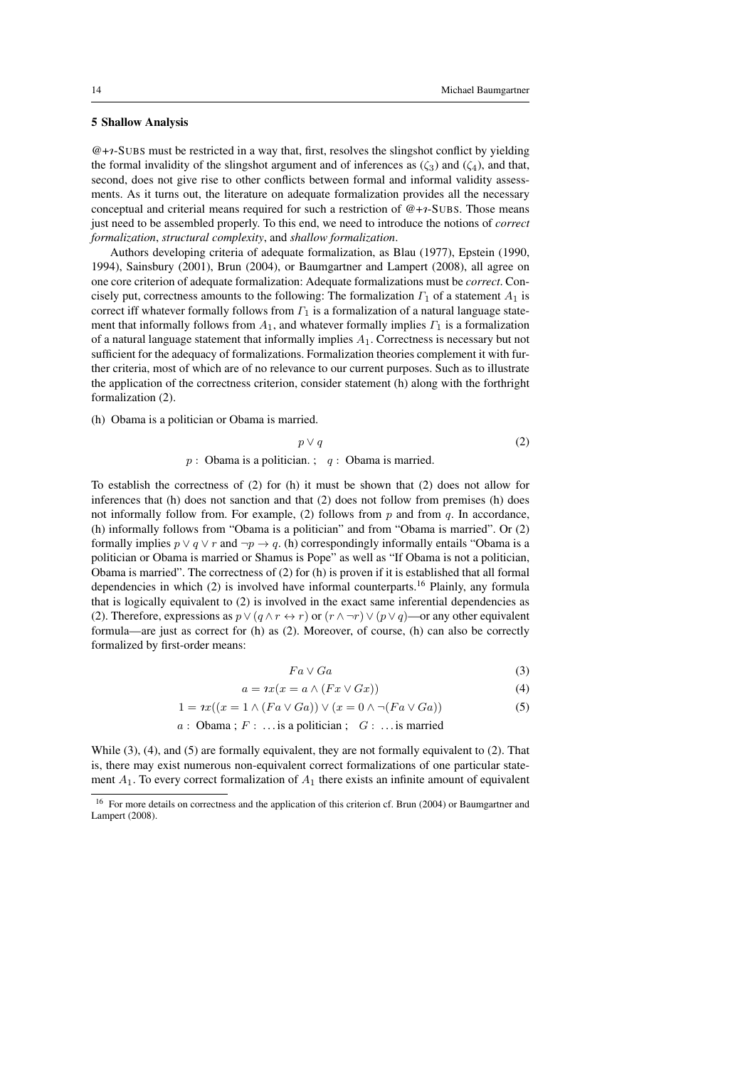## 5 Shallow Analysis

$@+\imath$-SUBS must be restricted in a way that, first, resolves the slingshot conflict by yielding the formal invalidity of the slingshot argument and of inferences as $(\zeta_3)$ and $(\zeta_4)$, and that, second, does not give rise to other conflicts between formal and informal validity assessments. As it turns out, the literature on adequate formalization provides all the necessary conceptual and criterial means required for such a restriction of $@+\imath$-SUBS. Those means just need to be assembled properly. To this end, we need to introduce the notions of *correct formalization*, *structural complexity*, and *shallow formalization*.

Authors developing criteria of adequate formalization, as Blau (1977), Epstein (1990, 1994), Sainsbury (2001), Brun (2004), or Baumgartner and Lampert (2008), all agree on one core criterion of adequate formalization: Adequate formalizations must be *correct*. Concisely put, correctness amounts to the following: The formalization $\Gamma_1$ of a statement $A_1$ is correct iff whatever formally follows from $\Gamma_1$ is a formalization of a natural language statement that informally follows from $A_1$, and whatever formally implies $\Gamma_1$ is a formalization of a natural language statement that informally implies $A_1$. Correctness is necessary but not sufficient for the adequacy of formalizations. Formalization theories complement it with further criteria, most of which are of no relevance to our current purposes. Such as to illustrate the application of the correctness criterion, consider statement (h) along with the forthright formalization (2).

(h) Obama is a politician or Obama is married.

$$p \vee q \tag{2}$$

$p$ : Obama is a politician. ; $q$ : Obama is married.

To establish the correctness of (2) for (h) it must be shown that (2) does not allow for inferences that (h) does not sanction and that (2) does not follow from premises (h) does not informally follow from. For example, (2) follows from $p$ and from $q$. In accordance, (h) informally follows from "Obama is a politician" and from "Obama is married". Or (2) formally implies $p \vee q \vee r$ and $\neg p \rightarrow q$. (h) correspondingly informally entails "Obama is a politician or Obama is married or Shamus is Pope" as well as "If Obama is not a politician, Obama is married". The correctness of (2) for (h) is proven if it is established that all formal dependencies in which (2) is involved have informal counterparts.[16] Plainly, any formula that is logically equivalent to (2) is involved in the exact same inferential dependencies as (2). Therefore, expressions as $p \vee (q \wedge r \leftrightarrow r)$ or $(r \wedge \neg r) \vee (p \vee q)$—or any other equivalent formula—are just as correct for (h) as (2). Moreover, of course, (h) can also be correctly formalized by first-order means:

$$Fa \vee Ga \tag{3}$$

$$a = \imath x(x = a \wedge (Fx \vee Gx)) \tag{4}$$

$$1 = \imath x((x = 1 \wedge (Fa \vee Ga)) \vee (x = 0 \wedge \neg(Fa \vee Ga)) \tag{5}$$

$a$ : Obama ; $F$ : ...is a politician ; $G$ : ...is married

While (3), (4), and (5) are formally equivalent, they are not formally equivalent to (2). That is, there may exist numerous non-equivalent correct formalizations of one particular statement $A_1$. To every correct formalization of $A_1$ there exists an infinite amount of equivalent

[16] For more details on correctness and the application of this criterion cf. Brun (2004) or Baumgartner and Lampert (2008).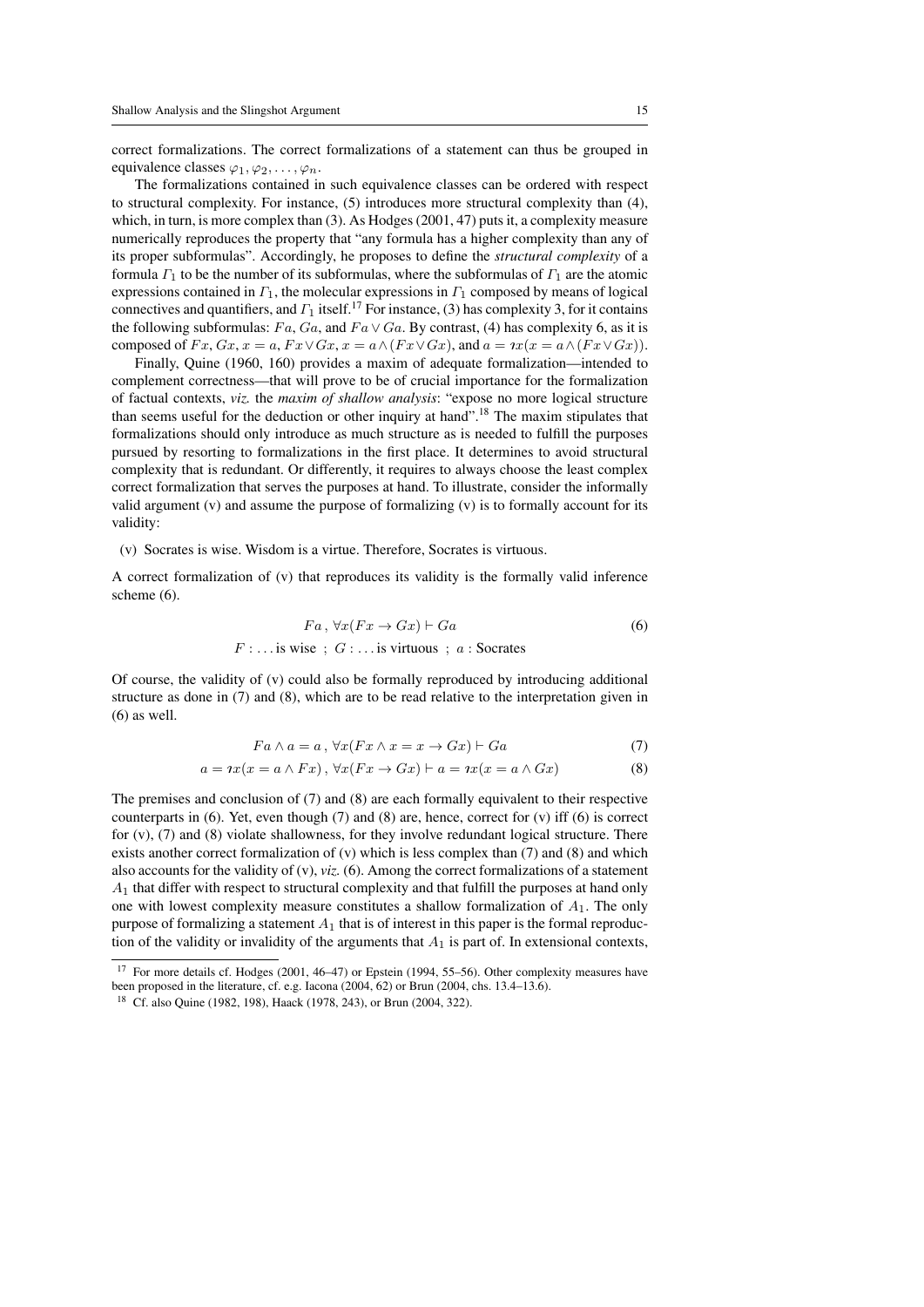correct formalizations. The correct formalizations of a statement can thus be grouped in equivalence classes $\varphi_1, \varphi_2, \ldots, \varphi_n$.

The formalizations contained in such equivalence classes can be ordered with respect to structural complexity. For instance, (5) introduces more structural complexity than (4), which, in turn, is more complex than (3). As Hodges (2001, 47) puts it, a complexity measure numerically reproduces the property that "any formula has a higher complexity than any of its proper subformulas". Accordingly, he proposes to define the *structural complexity* of a formula $\Gamma_1$ to be the number of its subformulas, where the subformulas of $\Gamma_1$ are the atomic expressions contained in $\Gamma_1$, the molecular expressions in $\Gamma_1$ composed by means of logical connectives and quantifiers, and $\Gamma_1$ itself.[17] For instance, (3) has complexity 3, for it contains the following subformulas: $Fa$, $Ga$, and $Fa \vee Ga$. By contrast, (4) has complexity 6, as it is composed of $Fx$, $Gx$, $x = a$, $Fx \vee Gx$, $x = a \wedge (Fx \vee Gx)$, and $a = \imath x(x = a \wedge (Fx \vee Gx))$.

Finally, Quine (1960, 160) provides a maxim of adequate formalization—intended to complement correctness—that will prove to be of crucial importance for the formalization of factual contexts, *viz.* the *maxim of shallow analysis*: "expose no more logical structure than seems useful for the deduction or other inquiry at hand".[18] The maxim stipulates that formalizations should only introduce as much structure as is needed to fulfill the purposes pursued by resorting to formalizations in the first place. It determines to avoid structural complexity that is redundant. Or differently, it requires to always choose the least complex correct formalization that serves the purposes at hand. To illustrate, consider the informally valid argument (v) and assume the purpose of formalizing (v) is to formally account for its validity:

(v) Socrates is wise. Wisdom is a virtue. Therefore, Socrates is virtuous.

A correct formalization of (v) that reproduces its validity is the formally valid inference scheme (6).

$$Fa\,,\, \forall x(Fx \rightarrow Gx) \vdash Ga \tag{6}$$

$$F: \ldots \text{is wise} \;\; ; \;\; G: \ldots \text{is virtuous} \;\; ; \;\; a: \text{Socrates}$$

Of course, the validity of (v) could also be formally reproduced by introducing additional structure as done in (7) and (8), which are to be read relative to the interpretation given in (6) as well.

$$Fa \wedge a = a\,,\, \forall x(Fx \wedge x = x \rightarrow Gx) \vdash Ga \tag{7}$$

$$a = \imath x(x = a \wedge Fx)\,,\, \forall x(Fx \rightarrow Gx) \vdash a = \imath x(x = a \wedge Gx) \tag{8}$$

The premises and conclusion of (7) and (8) are each formally equivalent to their respective counterparts in (6). Yet, even though (7) and (8) are, hence, correct for (v) iff (6) is correct for (v), (7) and (8) violate shallowness, for they involve redundant logical structure. There exists another correct formalization of (v) which is less complex than (7) and (8) and which also accounts for the validity of (v), *viz.* (6). Among the correct formalizations of a statement $A_1$ that differ with respect to structural complexity and that fulfill the purposes at hand only one with lowest complexity measure constitutes a shallow formalization of $A_1$. The only purpose of formalizing a statement $A_1$ that is of interest in this paper is the formal reproduction of the validity or invalidity of the arguments that $A_1$ is part of. In extensional contexts,

---

[17] For more details cf. Hodges (2001, 46–47) or Epstein (1994, 55–56). Other complexity measures have been proposed in the literature, cf. e.g. Iacona (2004, 62) or Brun (2004, chs. 13.4–13.6).

[18] Cf. also Quine (1982, 198), Haack (1978, 243), or Brun (2004, 322).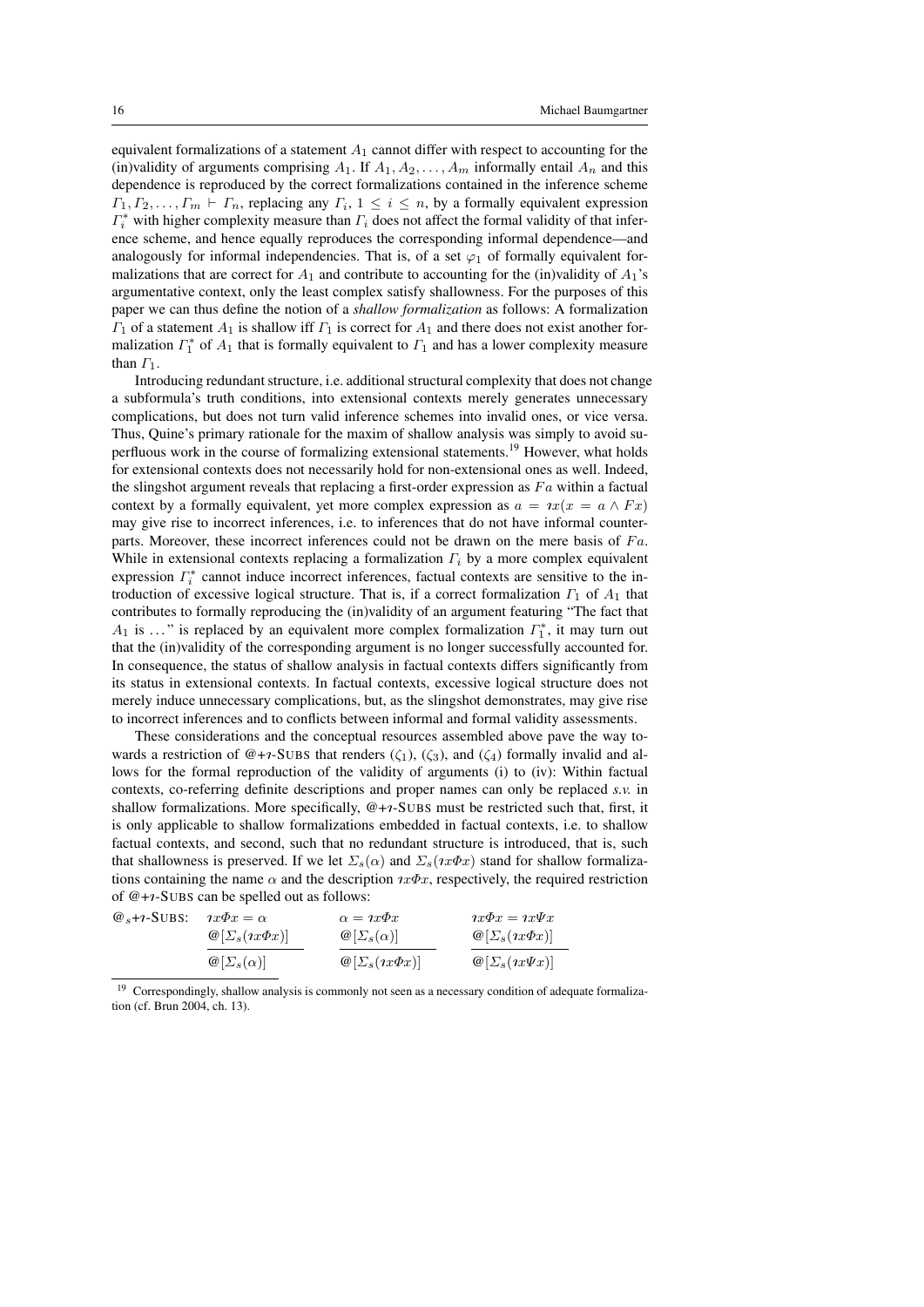equivalent formalizations of a statement $A_1$ cannot differ with respect to accounting for the (in)validity of arguments comprising $A_1$. If $A_1, A_2, \ldots, A_m$ informally entail $A_n$ and this dependence is reproduced by the correct formalizations contained in the inference scheme $\Gamma_1, \Gamma_2, \ldots, \Gamma_m \vdash \Gamma_n$, replacing any $\Gamma_i$, $1 \leq i \leq n$, by a formally equivalent expression $\Gamma_i^*$ with higher complexity measure than $\Gamma_i$ does not affect the formal validity of that inference scheme, and hence equally reproduces the corresponding informal dependence—and analogously for informal independencies. That is, of a set $\varphi_1$ of formally equivalent formalizations that are correct for $A_1$ and contribute to accounting for the (in)validity of $A_1$'s argumentative context, only the least complex satisfy shallowness. For the purposes of this paper we can thus define the notion of a *shallow formalization* as follows: A formalization $\Gamma_1$ of a statement $A_1$ is shallow iff $\Gamma_1$ is correct for $A_1$ and there does not exist another formalization $\Gamma_1^*$ of $A_1$ that is formally equivalent to $\Gamma_1$ and has a lower complexity measure than $\Gamma_1$.

Introducing redundant structure, i.e. additional structural complexity that does not change a subformula's truth conditions, into extensional contexts merely generates unnecessary complications, but does not turn valid inference schemes into invalid ones, or vice versa. Thus, Quine's primary rationale for the maxim of shallow analysis was simply to avoid superfluous work in the course of formalizing extensional statements.[19] However, what holds for extensional contexts does not necessarily hold for non-extensional ones as well. Indeed, the slingshot argument reveals that replacing a first-order expression as $Fa$ within a factual context by a formally equivalent, yet more complex expression as $a = \imath x(x = a \wedge Fx)$ may give rise to incorrect inferences, i.e. to inferences that do not have informal counterparts. Moreover, these incorrect inferences could not be drawn on the mere basis of $Fa$. While in extensional contexts replacing a formalization $\Gamma_i$ by a more complex equivalent expression $\Gamma_i^*$ cannot induce incorrect inferences, factual contexts are sensitive to the introduction of excessive logical structure. That is, if a correct formalization $\Gamma_1$ of $A_1$ that contributes to formally reproducing the (in)validity of an argument featuring "The fact that $A_1$ is ..." is replaced by an equivalent more complex formalization $\Gamma_1^*$, it may turn out that the (in)validity of the corresponding argument is no longer successfully accounted for. In consequence, the status of shallow analysis in factual contexts differs significantly from its status in extensional contexts. In factual contexts, excessive logical structure does not merely induce unnecessary complications, but, as the slingshot demonstrates, may give rise to incorrect inferences and to conflicts between informal and formal validity assessments.

These considerations and the conceptual resources assembled above pave the way towards a restriction of @+$\imath$-SUBS that renders ($\zeta_1$), ($\zeta_3$), and ($\zeta_4$) formally invalid and allows for the formal reproduction of the validity of arguments (i) to (iv): Within factual contexts, co-referring definite descriptions and proper names can only be replaced *s.v.* in shallow formalizations. More specifically, @+$\imath$-SUBS must be restricted such that, first, it is only applicable to shallow formalizations embedded in factual contexts, i.e. to shallow factual contexts, and second, such that no redundant structure is introduced, that is, such that shallowness is preserved. If we let $\Sigma_s(\alpha)$ and $\Sigma_s(\imath x\Phi x)$ stand for shallow formalizations containing the name $\alpha$ and the description $\imath x\Phi x$, respectively, the required restriction of @+$\imath$-SUBS can be spelled out as follows:

$$@_s\text{+}\imath\text{-SUBS:}\quad \frac{\imath x\Phi x = \alpha \qquad @[\Sigma_s(\imath x\Phi x)]}{@[\Sigma_s(\alpha)]} \qquad \frac{\alpha = \imath x\Phi x \qquad @[\Sigma_s(\alpha)]}{@[\Sigma_s(\imath x\Phi x)]} \qquad \frac{\imath x\Phi x = \imath x\Psi x \qquad @[\Sigma_s(\imath x\Phi x)]}{@[\Sigma_s(\imath x\Psi x)]}$$

[19] Correspondingly, shallow analysis is commonly not seen as a necessary condition of adequate formalization (cf. Brun 2004, ch. 13).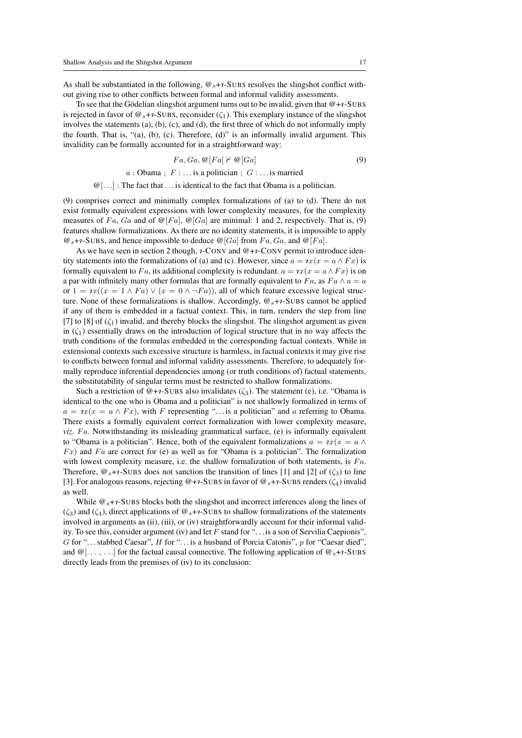As shall be substantiated in the following, $@_s$+$\imath$-SUBS resolves the slingshot conflict without giving rise to other conflicts between formal and informal validity assessments.

To see that the Gödelian slingshot argument turns out to be invalid, given that $@$+$\imath$-SUBS is rejected in favor of $@_s$+$\imath$-SUBS, reconsider ($\zeta_1$). This exemplary instance of the slingshot involves the statements (a), (b), (c), and (d), the first three of which do not informally imply the fourth. That is, "(a), (b), (c). Therefore, (d)" is an informally invalid argument. This invalidity can be formally accounted for in a straightforward way:

$$Fa, Ga, @[Fa] \nvdash @[Ga] \tag{9}$$

$a$ : Obama ; $F$ : ... is a politician ; $G$ : ... is married

$@[\ldots]$ : The fact that ... is identical to the fact that Obama is a politician.

(9) comprises correct and minimally complex formalizations of (a) to (d). There do not exist formally equivalent expressions with lower complexity measures, for the complexity measures of $Fa$, $Ga$ and of $@[Fa]$, $@[Ga]$ are minimal: 1 and 2, respectively. That is, (9) features shallow formalizations. As there are no identity statements, it is impossible to apply $@_s$+$\imath$-SUBS, and hence impossible to deduce $@[Ga]$ from $Fa, Ga$, and $@[Fa]$.

As we have seen in section 2 though, $\imath$-CONV and $@$+$\imath$-CONV permit to introduce identity statements into the formalizations of (a) and (c). However, since $a = \imath x(x = a \wedge Fx)$ is formally equivalent to $Fa$, its additional complexity is redundant. $a = \imath x(x = a \wedge Fx)$ is on a par with infinitely many other formulas that are formally equivalent to $Fa$, as $Fa \wedge a = a$ or $1 = \imath x((x = 1 \wedge Fa) \vee (x = 0 \wedge \neg Fa))$, all of which feature excessive logical structure. None of these formalizations is shallow. Accordingly, $@_s$+$\imath$-SUBS cannot be applied if any of them is embedded in a factual context. This, in turn, renders the step from line [7] to [8] of ($\zeta_1$) invalid, and thereby blocks the slingshot. The slingshot argument as given in ($\zeta_1$) essentially draws on the introduction of logical structure that in no way affects the truth conditions of the formulas embedded in the corresponding factual contexts. While in extensional contexts such excessive structure is harmless, in factual contexts it may give rise to conflicts between formal and informal validity assessments. Therefore, to adequately formally reproduce inferential dependencies among (or truth conditions of) factual statements, the substitutability of singular terms must be restricted to shallow formalizations.

Such a restriction of $@$+$\imath$-SUBS also invalidates ($\zeta_3$). The statement (e), i.e. "Obama is identical to the one who is Obama and a politician" is not shallowly formalized in terms of $a = \imath x(x = a \wedge Fx)$, with $F$ representing "... is a politician" and $a$ referring to Obama. There exists a formally equivalent correct formalization with lower complexity measure, *viz.* $Fa$. Notwithstanding its misleading grammatical surface, (e) is informally equivalent to "Obama is a politician". Hence, both of the equivalent formalizations $a = \imath x(x = a \wedge Fx)$ and $Fa$ are correct for (e) as well as for "Obama is a politician". The formalization with lowest complexity measure, i.e. the shallow formalization of both statements, is $Fa$. Therefore, $@_s$+$\imath$-SUBS does not sanction the transition of lines [1] and [2] of ($\zeta_3$) to line [3]. For analogous reasons, rejecting $@$+$\imath$-SUBS in favor of $@_s$+$\imath$-SUBS renders ($\zeta_4$) invalid as well.

While $@_s$+$\imath$-SUBS blocks both the slingshot and incorrect inferences along the lines of ($\zeta_3$) and ($\zeta_4$), direct applications of $@_s$+$\imath$-SUBS to shallow formalizations of the statements involved in arguments as (ii), (iii), or (iv) straightforwardly account for their informal validity. To see this, consider argument (iv) and let $F$ stand for "... is a son of Servilia Caepionis", $G$ for "... stabbed Caesar", $H$ for "... is a husband of Porcia Catonis", $p$ for "Caesar died", and $@[\ldots, \ldots]$ for the factual causal connective. The following application of $@_s$+$\imath$-SUBS directly leads from the premises of (iv) to its conclusion: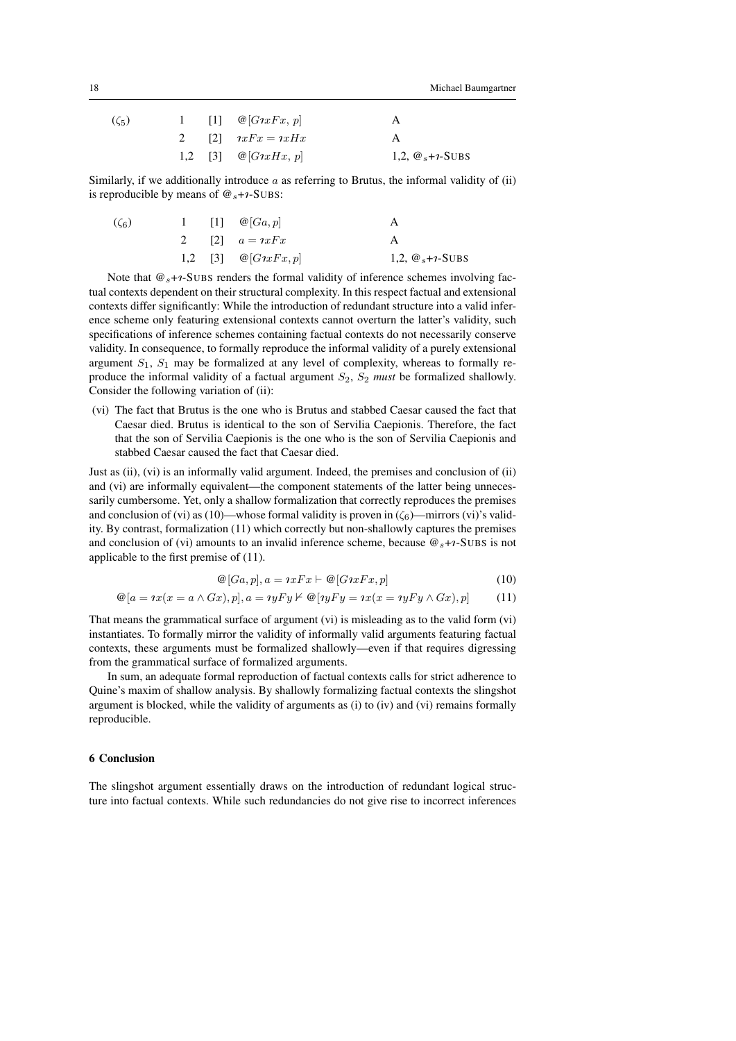| $(\zeta_5)$ | 1 | [1] | $@[G\imath xFx,\, p]$ | A |
|---|---|---|---|---|
| | 2 | [2] | $\imath xFx = \imath xHx$ | A |
| | 1,2 | [3] | $@[G\imath xHx,\, p]$ | 1,2, $@_s$+$\imath$-SUBS |

Similarly, if we additionally introduce $a$ as referring to Brutus, the informal validity of (ii) is reproducible by means of $@_s$+$\imath$-SUBS:

| $(\zeta_6)$ | 1 | [1] | $@[Ga, p]$ | A |
|---|---|---|---|---|
| | 2 | [2] | $a = \imath xFx$ | A |
| | 1,2 | [3] | $@[G\imath xFx, p]$ | 1,2, $@_s$+$\imath$-SUBS |

Note that $@_s$+$\imath$-SUBS renders the formal validity of inference schemes involving factual contexts dependent on their structural complexity. In this respect factual and extensional contexts differ significantly: While the introduction of redundant structure into a valid inference scheme only featuring extensional contexts cannot overturn the latter's validity, such specifications of inference schemes containing factual contexts do not necessarily conserve validity. In consequence, to formally reproduce the informal validity of a purely extensional argument $S_1$, $S_1$ may be formalized at any level of complexity, whereas to formally reproduce the informal validity of a factual argument $S_2$, $S_2$ *must* be formalized shallowly. Consider the following variation of (ii):

(vi) The fact that Brutus is the one who is Brutus and stabbed Caesar caused the fact that Caesar died. Brutus is identical to the son of Servilia Caepionis. Therefore, the fact that the son of Servilia Caepionis is the one who is the son of Servilia Caepionis and stabbed Caesar caused the fact that Caesar died.

Just as (ii), (vi) is an informally valid argument. Indeed, the premises and conclusion of (ii) and (vi) are informally equivalent—the component statements of the latter being unnecessarily cumbersome. Yet, only a shallow formalization that correctly reproduces the premises and conclusion of (vi) as (10)—whose formal validity is proven in $(\zeta_6)$—mirrors (vi)'s validity. By contrast, formalization (11) which correctly but non-shallowly captures the premises and conclusion of (vi) amounts to an invalid inference scheme, because $@_s$+$\imath$-SUBS is not applicable to the first premise of (11).

$$@[Ga, p], a = \imath xFx \vdash @[G\imath xFx, p] \tag{10}$$

$$@[a = \imath x(x = a \wedge Gx), p], a = \imath yFy \nvdash @[\imath yFy = \imath x(x = \imath yFy \wedge Gx), p] \tag{11}$$

That means the grammatical surface of argument (vi) is misleading as to the valid form (vi) instantiates. To formally mirror the validity of informally valid arguments featuring factual contexts, these arguments must be formalized shallowly—even if that requires digressing from the grammatical surface of formalized arguments.

In sum, an adequate formal reproduction of factual contexts calls for strict adherence to Quine's maxim of shallow analysis. By shallowly formalizing factual contexts the slingshot argument is blocked, while the validity of arguments as (i) to (iv) and (vi) remains formally reproducible.

## 6 Conclusion

The slingshot argument essentially draws on the introduction of redundant logical structure into factual contexts. While such redundancies do not give rise to incorrect inferences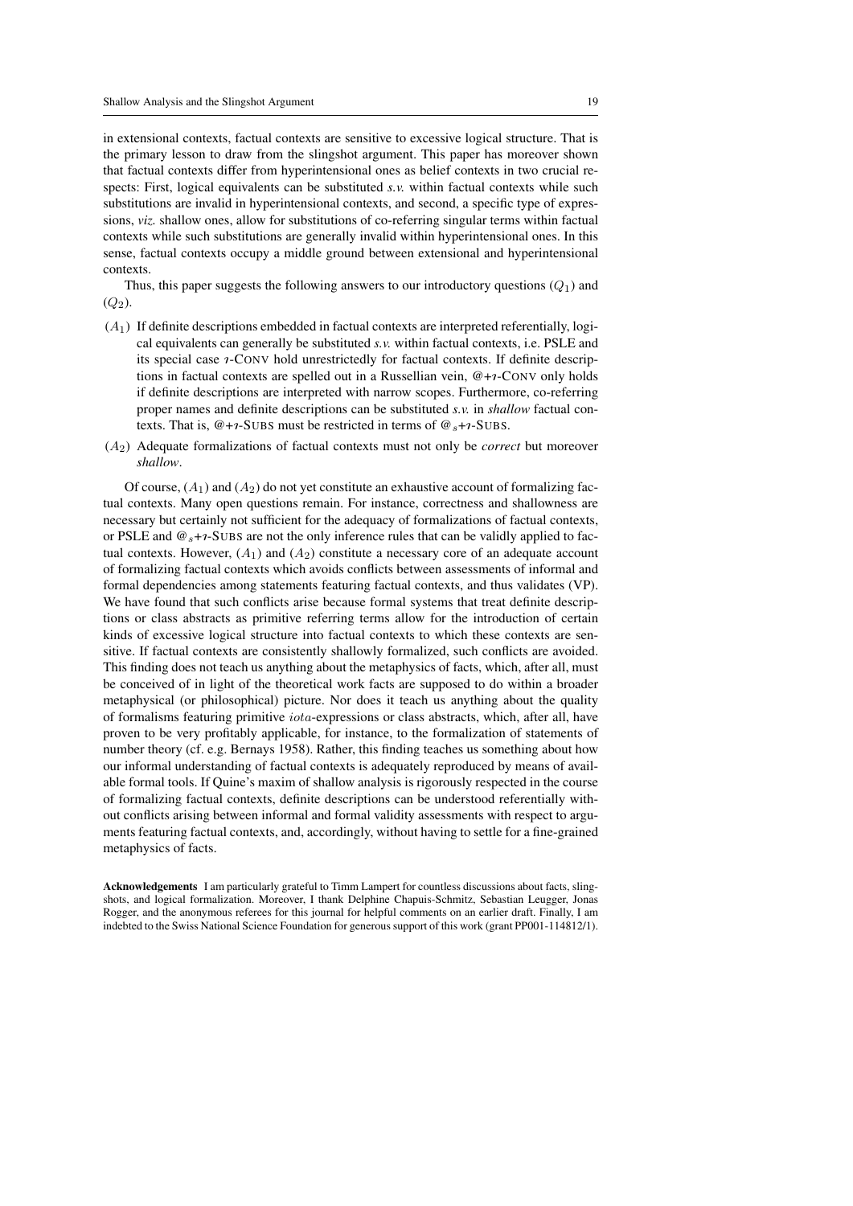in extensional contexts, factual contexts are sensitive to excessive logical structure. That is the primary lesson to draw from the slingshot argument. This paper has moreover shown that factual contexts differ from hyperintensional ones as belief contexts in two crucial respects: First, logical equivalents can be substituted *s.v.* within factual contexts while such substitutions are invalid in hyperintensional contexts, and second, a specific type of expressions, *viz.* shallow ones, allow for substitutions of co-referring singular terms within factual contexts while such substitutions are generally invalid within hyperintensional ones. In this sense, factual contexts occupy a middle ground between extensional and hyperintensional contexts.

Thus, this paper suggests the following answers to our introductory questions $(Q_1)$ and $(Q_2)$.

- $(A_1)$ If definite descriptions embedded in factual contexts are interpreted referentially, logical equivalents can generally be substituted *s.v.* within factual contexts, i.e. PSLE and its special case $\imath$-CONV hold unrestrictedly for factual contexts. If definite descriptions in factual contexts are spelled out in a Russellian vein, @+$\imath$-CONV only holds if definite descriptions are interpreted with narrow scopes. Furthermore, co-referring proper names and definite descriptions can be substituted *s.v.* in *shallow* factual contexts. That is, @+$\imath$-SUBS must be restricted in terms of $@_s$+$\imath$-SUBS.
- $(A_2)$ Adequate formalizations of factual contexts must not only be *correct* but moreover *shallow*.

Of course, $(A_1)$ and $(A_2)$ do not yet constitute an exhaustive account of formalizing factual contexts. Many open questions remain. For instance, correctness and shallowness are necessary but certainly not sufficient for the adequacy of formalizations of factual contexts, or PSLE and $@_s$+$\imath$-SUBS are not the only inference rules that can be validly applied to factual contexts. However, $(A_1)$ and $(A_2)$ constitute a necessary core of an adequate account of formalizing factual contexts which avoids conflicts between assessments of informal and formal dependencies among statements featuring factual contexts, and thus validates (VP). We have found that such conflicts arise because formal systems that treat definite descriptions or class abstracts as primitive referring terms allow for the introduction of certain kinds of excessive logical structure into factual contexts to which these contexts are sensitive. If factual contexts are consistently shallowly formalized, such conflicts are avoided. This finding does not teach us anything about the metaphysics of facts, which, after all, must be conceived of in light of the theoretical work facts are supposed to do within a broader metaphysical (or philosophical) picture. Nor does it teach us anything about the quality of formalisms featuring primitive $iota$-expressions or class abstracts, which, after all, have proven to be very profitably applicable, for instance, to the formalization of statements of number theory (cf. e.g. Bernays 1958). Rather, this finding teaches us something about how our informal understanding of factual contexts is adequately reproduced by means of available formal tools. If Quine's maxim of shallow analysis is rigorously respected in the course of formalizing factual contexts, definite descriptions can be understood referentially without conflicts arising between informal and formal validity assessments with respect to arguments featuring factual contexts, and, accordingly, without having to settle for a fine-grained metaphysics of facts.

**Acknowledgements** I am particularly grateful to Timm Lampert for countless discussions about facts, slingshots, and logical formalization. Moreover, I thank Delphine Chapuis-Schmitz, Sebastian Leugger, Jonas Rogger, and the anonymous referees for this journal for helpful comments on an earlier draft. Finally, I am indebted to the Swiss National Science Foundation for generous support of this work (grant PP001-114812/1).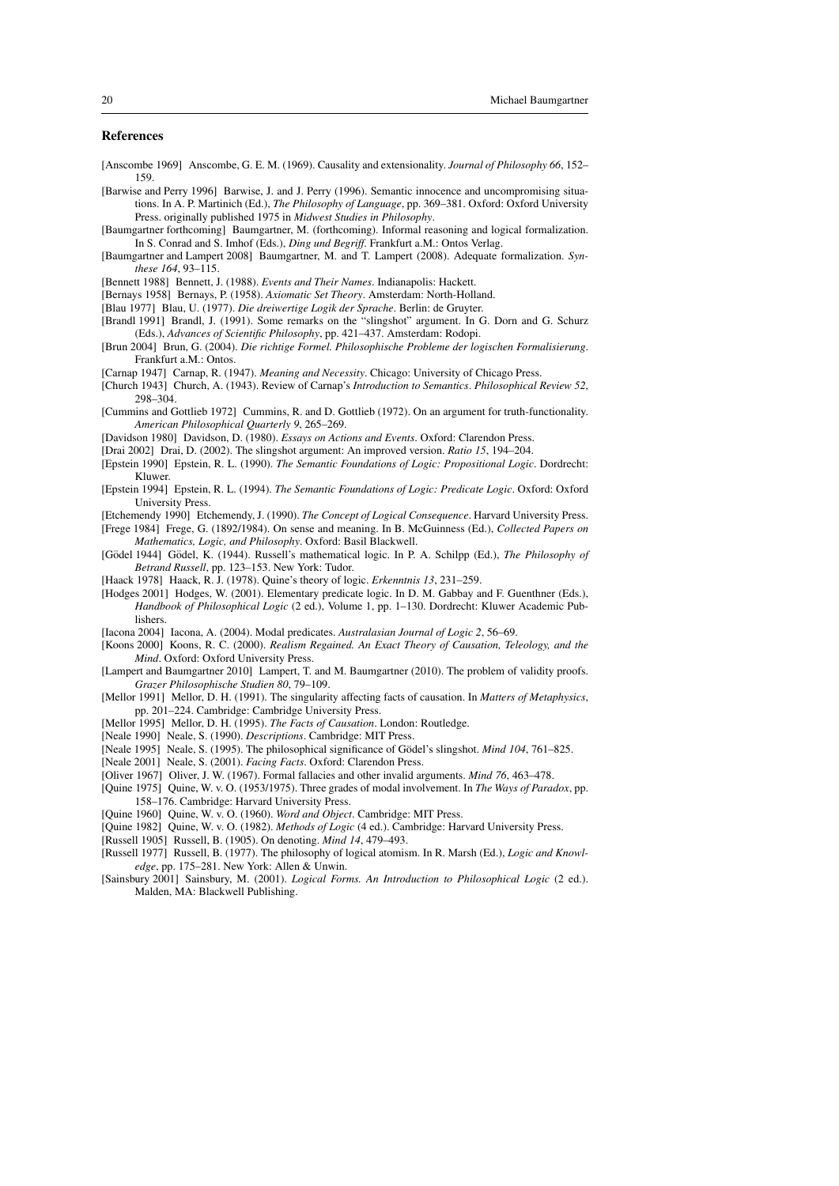## References

[Anscombe 1969] Anscombe, G. E. M. (1969). Causality and extensionality. *Journal of Philosophy 66*, 152–159.

[Barwise and Perry 1996] Barwise, J. and J. Perry (1996). Semantic innocence and uncompromising situations. In A. P. Martinich (Ed.), *The Philosophy of Language*, pp. 369–381. Oxford: Oxford University Press. originally published 1975 in *Midwest Studies in Philosophy*.

[Baumgartner forthcoming] Baumgartner, M. (forthcoming). Informal reasoning and logical formalization. In S. Conrad and S. Imhof (Eds.), *Ding und Begriff*. Frankfurt a.M.: Ontos Verlag.

[Baumgartner and Lampert 2008] Baumgartner, M. and T. Lampert (2008). Adequate formalization. *Synthese 164*, 93–115.

[Bennett 1988] Bennett, J. (1988). *Events and Their Names*. Indianapolis: Hackett.

[Bernays 1958] Bernays, P. (1958). *Axiomatic Set Theory*. Amsterdam: North-Holland.

[Blau 1977] Blau, U. (1977). *Die dreiwertige Logik der Sprache*. Berlin: de Gruyter.

[Brandl 1991] Brandl, J. (1991). Some remarks on the "slingshot" argument. In G. Dorn and G. Schurz (Eds.), *Advances of Scientific Philosophy*, pp. 421–437. Amsterdam: Rodopi.

[Brun 2004] Brun, G. (2004). *Die richtige Formel. Philosophische Probleme der logischen Formalisierung*. Frankfurt a.M.: Ontos.

[Carnap 1947] Carnap, R. (1947). *Meaning and Necessity*. Chicago: University of Chicago Press.

[Church 1943] Church, A. (1943). Review of Carnap's *Introduction to Semantics*. *Philosophical Review 52*, 298–304.

[Cummins and Gottlieb 1972] Cummins, R. and D. Gottlieb (1972). On an argument for truth-functionality. *American Philosophical Quarterly 9*, 265–269.

[Davidson 1980] Davidson, D. (1980). *Essays on Actions and Events*. Oxford: Clarendon Press.

[Drai 2002] Drai, D. (2002). The slingshot argument: An improved version. *Ratio 15*, 194–204.

[Epstein 1990] Epstein, R. L. (1990). *The Semantic Foundations of Logic: Propositional Logic*. Dordrecht: Kluwer.

[Epstein 1994] Epstein, R. L. (1994). *The Semantic Foundations of Logic: Predicate Logic*. Oxford: Oxford University Press.

[Etchemendy 1990] Etchemendy, J. (1990). *The Concept of Logical Consequence*. Harvard University Press.

[Frege 1984] Frege, G. (1892/1984). On sense and meaning. In B. McGuinness (Ed.), *Collected Papers on Mathematics, Logic, and Philosophy*. Oxford: Basil Blackwell.

[Gödel 1944] Gödel, K. (1944). Russell's mathematical logic. In P. A. Schilpp (Ed.), *The Philosophy of Betrand Russell*, pp. 123–153. New York: Tudor.

[Haack 1978] Haack, R. J. (1978). Quine's theory of logic. *Erkenntnis 13*, 231–259.

[Hodges 2001] Hodges, W. (2001). Elementary predicate logic. In D. M. Gabbay and F. Guenthner (Eds.), *Handbook of Philosophical Logic* (2 ed.), Volume 1, pp. 1–130. Dordrecht: Kluwer Academic Publishers.

[Iacona 2004] Iacona, A. (2004). Modal predicates. *Australasian Journal of Logic 2*, 56–69.

[Koons 2000] Koons, R. C. (2000). *Realism Regained. An Exact Theory of Causation, Teleology, and the Mind*. Oxford: Oxford University Press.

[Lampert and Baumgartner 2010] Lampert, T. and M. Baumgartner (2010). The problem of validity proofs. *Grazer Philosophische Studien 80*, 79–109.

[Mellor 1991] Mellor, D. H. (1991). The singularity affecting facts of causation. In *Matters of Metaphysics*, pp. 201–224. Cambridge: Cambridge University Press.

[Mellor 1995] Mellor, D. H. (1995). *The Facts of Causation*. London: Routledge.

[Neale 1990] Neale, S. (1990). *Descriptions*. Cambridge: MIT Press.

[Neale 1995] Neale, S. (1995). The philosophical significance of Gödel's slingshot. *Mind 104*, 761–825.

[Neale 2001] Neale, S. (2001). *Facing Facts*. Oxford: Clarendon Press.

[Oliver 1967] Oliver, J. W. (1967). Formal fallacies and other invalid arguments. *Mind 76*, 463–478.

[Quine 1975] Quine, W. v. O. (1953/1975). Three grades of modal involvement. In *The Ways of Paradox*, pp. 158–176. Cambridge: Harvard University Press.

[Quine 1960] Quine, W. v. O. (1960). *Word and Object*. Cambridge: MIT Press.

[Quine 1982] Quine, W. v. O. (1982). *Methods of Logic* (4 ed.). Cambridge: Harvard University Press.

[Russell 1905] Russell, B. (1905). On denoting. *Mind 14*, 479–493.

[Russell 1977] Russell, B. (1977). The philosophy of logical atomism. In R. Marsh (Ed.), *Logic and Knowledge*, pp. 175–281. New York: Allen & Unwin.

[Sainsbury 2001] Sainsbury, M. (2001). *Logical Forms. An Introduction to Philosophical Logic* (2 ed.). Malden, MA: Blackwell Publishing.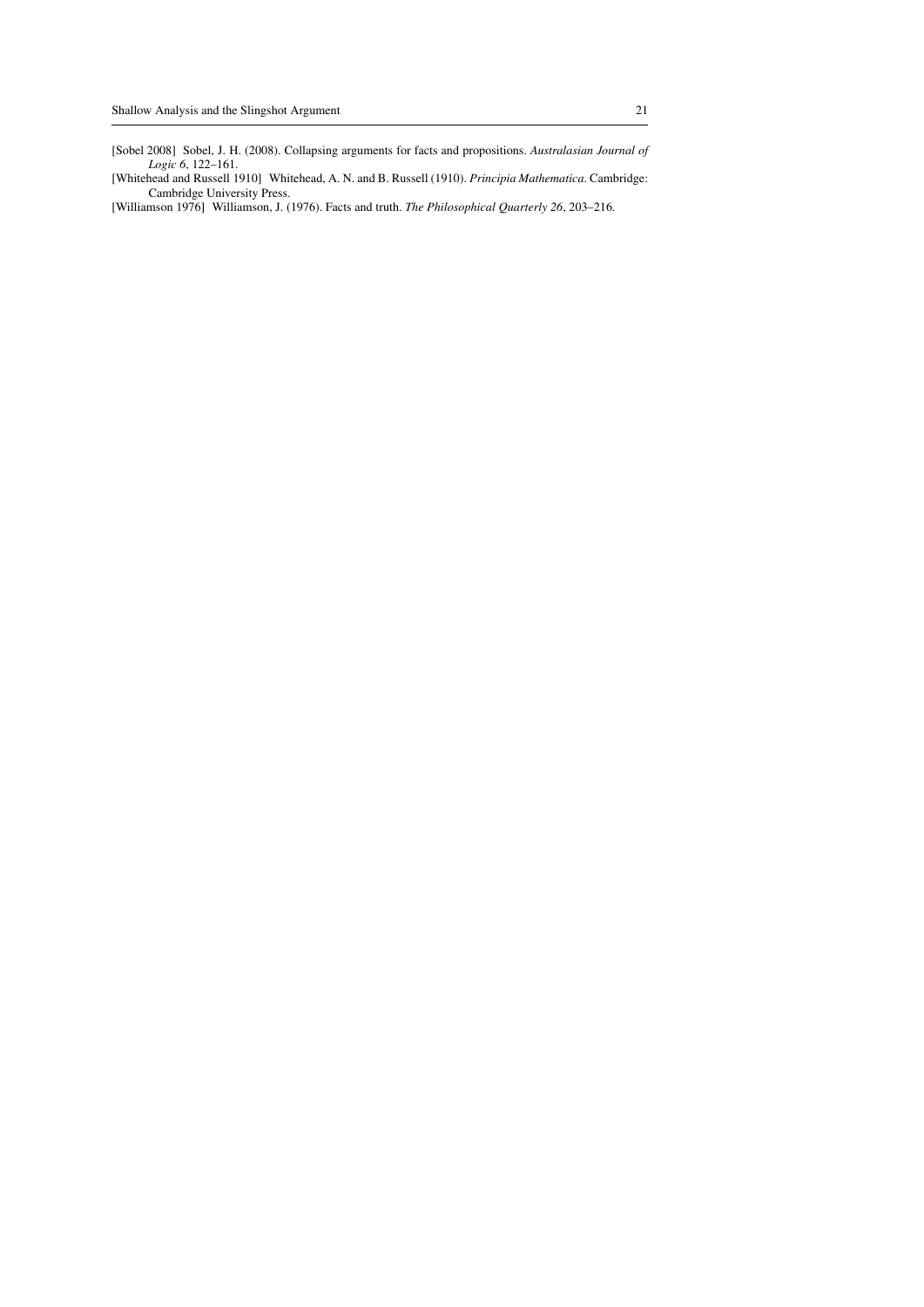[Sobel 2008] Sobel, J. H. (2008). Collapsing arguments for facts and propositions. *Australasian Journal of Logic 6*, 122–161.

[Whitehead and Russell 1910] Whitehead, A. N. and B. Russell (1910). *Principia Mathematica*. Cambridge: Cambridge University Press.

[Williamson 1976] Williamson, J. (1976). Facts and truth. *The Philosophical Quarterly 26*, 203–216.